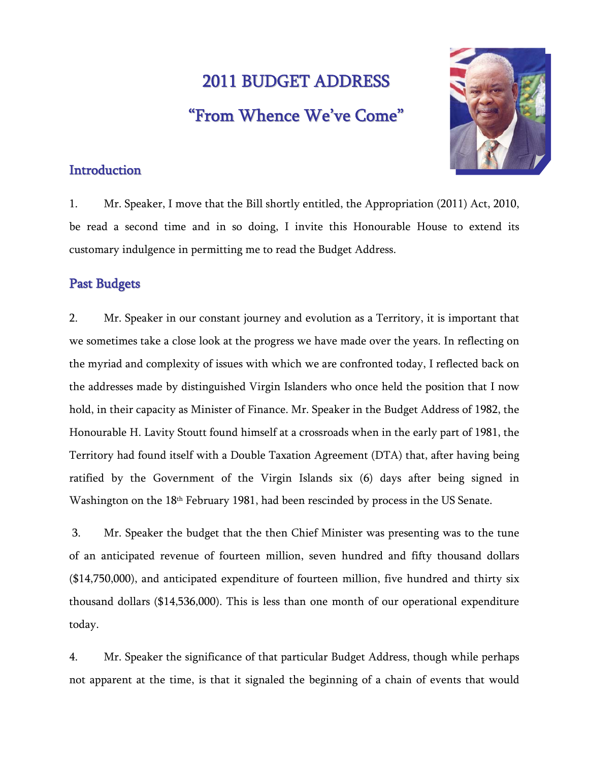# 2011 BUDGET ADDRESS

# "From Whence We've Come"

## Introduction

1. Mr. Speaker, I move that the Bill shortly entitled, the Appropriation (2011) Act, 2010, be read a second time and in so doing, I invite this Honourable House to extend its customary indulgence in permitting me to read the Budget Address.

## Past Budgets

2. Mr. Speaker in our constant journey and evolution as a Territory, it is important that we sometimes take a close look at the progress we have made over the years. In reflecting on the myriad and complexity of issues with which we are confronted today, I reflected back on the addresses made by distinguished Virgin Islanders who once held the position that I now hold, in their capacity as Minister of Finance. Mr. Speaker in the Budget Address of 1982, the Honourable H. Lavity Stoutt found himself at a crossroads when in the early part of 1981, the Territory had found itself with a Double Taxation Agreement (DTA) that, after having being ratified by the Government of the Virgin Islands six (6) days after being signed in Washington on the 18th February 1981, had been rescinded by process in the US Senate.

3. Mr. Speaker the budget that the then Chief Minister was presenting was to the tune of an anticipated revenue of fourteen million, seven hundred and fifty thousand dollars ($14,750,000), and anticipated expenditure of fourteen million, five hundred and thirty six thousand dollars ($14,536,000). This is less than one month of our operational expenditure today.

4. Mr. Speaker the significance of that particular Budget Address, though while perhaps not apparent at the time, is that it signaled the beginning of a chain of events that would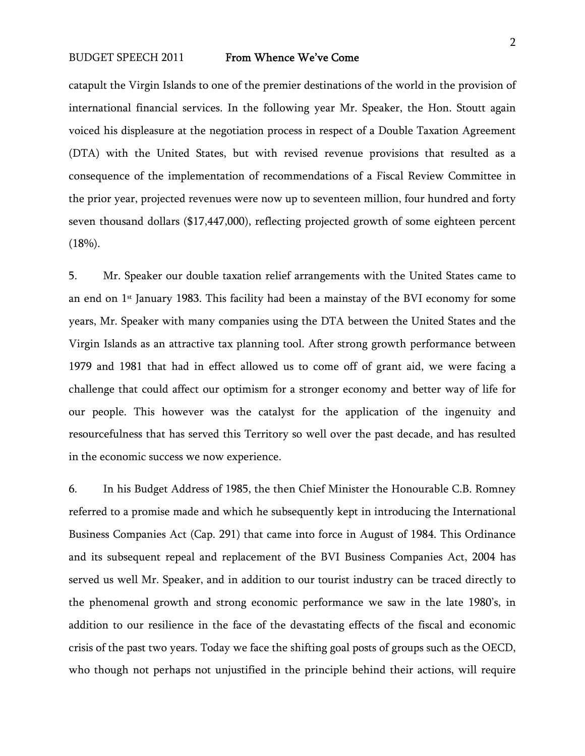catapult the Virgin Islands to one of the premier destinations of the world in the provision of international financial services. In the following year Mr. Speaker, the Hon. Stoutt again voiced his displeasure at the negotiation process in respect of a Double Taxation Agreement (DTA) with the United States, but with revised revenue provisions that resulted as a consequence of the implementation of recommendations of a Fiscal Review Committee in the prior year, projected revenues were now up to seventeen million, four hundred and forty seven thousand dollars ($17,447,000), reflecting projected growth of some eighteen percent (18%).

5. Mr. Speaker our double taxation relief arrangements with the United States came to an end on 1st January 1983. This facility had been a mainstay of the BVI economy for some years, Mr. Speaker with many companies using the DTA between the United States and the Virgin Islands as an attractive tax planning tool. After strong growth performance between 1979 and 1981 that had in effect allowed us to come off of grant aid, we were facing a challenge that could affect our optimism for a stronger economy and better way of life for our people. This however was the catalyst for the application of the ingenuity and resourcefulness that has served this Territory so well over the past decade, and has resulted in the economic success we now experience.

6. In his Budget Address of 1985, the then Chief Minister the Honourable C.B. Romney referred to a promise made and which he subsequently kept in introducing the International Business Companies Act (Cap. 291) that came into force in August of 1984. This Ordinance and its subsequent repeal and replacement of the BVI Business Companies Act, 2004 has served us well Mr. Speaker, and in addition to our tourist industry can be traced directly to the phenomenal growth and strong economic performance we saw in the late 1980's, in addition to our resilience in the face of the devastating effects of the fiscal and economic crisis of the past two years. Today we face the shifting goal posts of groups such as the OECD, who though not perhaps not unjustified in the principle behind their actions, will require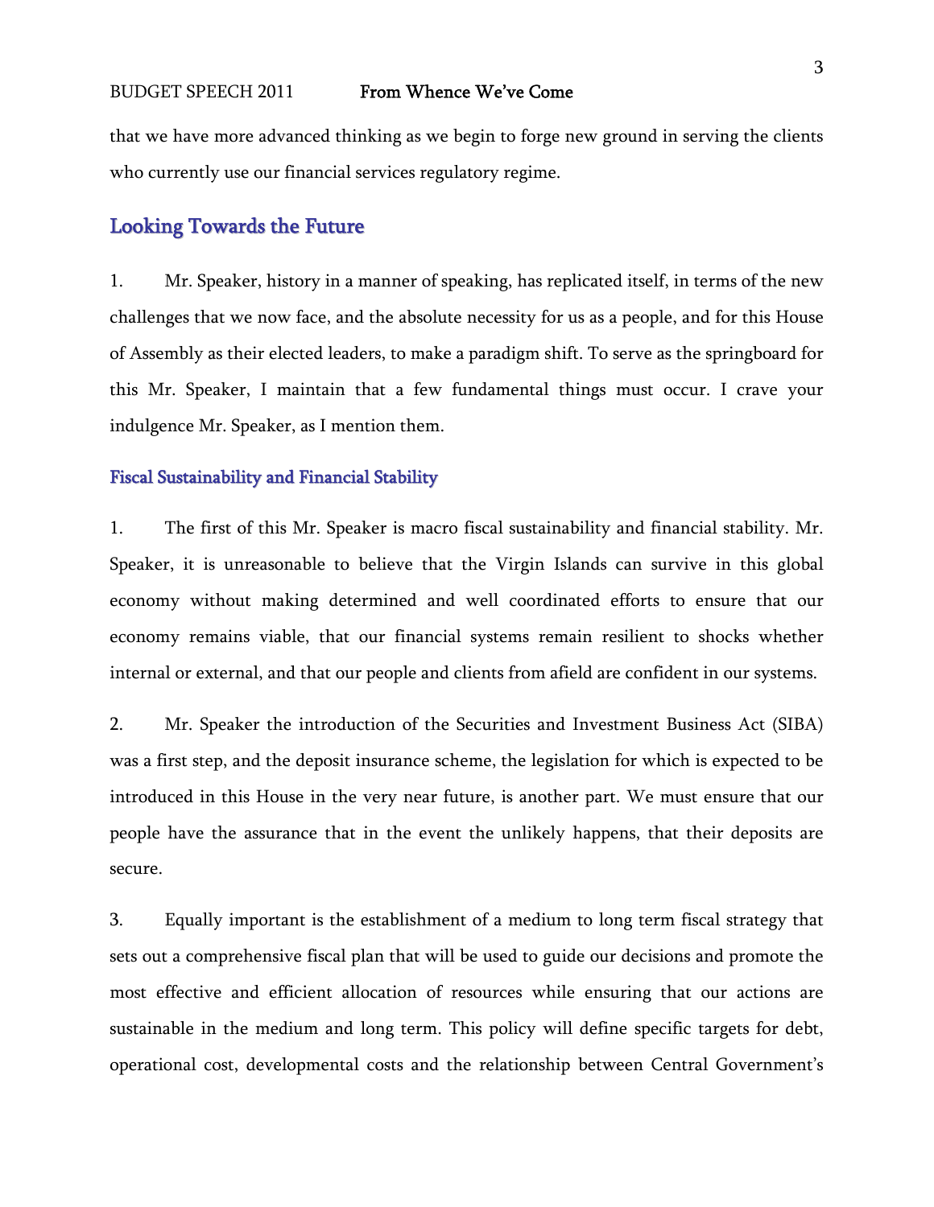that we have more advanced thinking as we begin to forge new ground in serving the clients who currently use our financial services regulatory regime.

## Looking Towards the Future

1. Mr. Speaker, history in a manner of speaking, has replicated itself, in terms of the new challenges that we now face, and the absolute necessity for us as a people, and for this House of Assembly as their elected leaders, to make a paradigm shift. To serve as the springboard for this Mr. Speaker, I maintain that a few fundamental things must occur. I crave your indulgence Mr. Speaker, as I mention them.

### Fiscal Sustainability and Financial Stability

1. The first of this Mr. Speaker is macro fiscal sustainability and financial stability. Mr. Speaker, it is unreasonable to believe that the Virgin Islands can survive in this global economy without making determined and well coordinated efforts to ensure that our economy remains viable, that our financial systems remain resilient to shocks whether internal or external, and that our people and clients from afield are confident in our systems.

2. Mr. Speaker the introduction of the Securities and Investment Business Act (SIBA) was a first step, and the deposit insurance scheme, the legislation for which is expected to be introduced in this House in the very near future, is another part. We must ensure that our people have the assurance that in the event the unlikely happens, that their deposits are secure.

3. Equally important is the establishment of a medium to long term fiscal strategy that sets out a comprehensive fiscal plan that will be used to guide our decisions and promote the most effective and efficient allocation of resources while ensuring that our actions are sustainable in the medium and long term. This policy will define specific targets for debt, operational cost, developmental costs and the relationship between Central Government's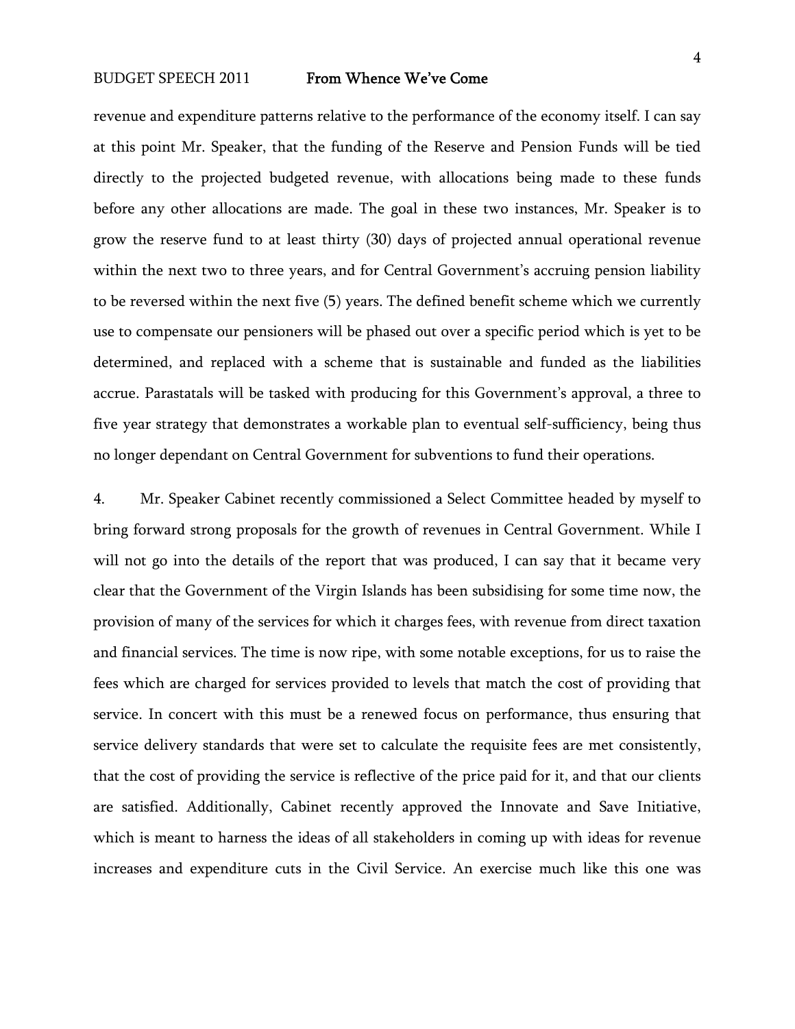revenue and expenditure patterns relative to the performance of the economy itself. I can say at this point Mr. Speaker, that the funding of the Reserve and Pension Funds will be tied directly to the projected budgeted revenue, with allocations being made to these funds before any other allocations are made. The goal in these two instances, Mr. Speaker is to grow the reserve fund to at least thirty (30) days of projected annual operational revenue within the next two to three years, and for Central Government's accruing pension liability to be reversed within the next five (5) years. The defined benefit scheme which we currently use to compensate our pensioners will be phased out over a specific period which is yet to be determined, and replaced with a scheme that is sustainable and funded as the liabilities accrue. Parastatals will be tasked with producing for this Government's approval, a three to five year strategy that demonstrates a workable plan to eventual self-sufficiency, being thus no longer dependant on Central Government for subventions to fund their operations.

4. Mr. Speaker Cabinet recently commissioned a Select Committee headed by myself to bring forward strong proposals for the growth of revenues in Central Government. While I will not go into the details of the report that was produced, I can say that it became very clear that the Government of the Virgin Islands has been subsidising for some time now, the provision of many of the services for which it charges fees, with revenue from direct taxation and financial services. The time is now ripe, with some notable exceptions, for us to raise the fees which are charged for services provided to levels that match the cost of providing that service. In concert with this must be a renewed focus on performance, thus ensuring that service delivery standards that were set to calculate the requisite fees are met consistently, that the cost of providing the service is reflective of the price paid for it, and that our clients are satisfied. Additionally, Cabinet recently approved the Innovate and Save Initiative, which is meant to harness the ideas of all stakeholders in coming up with ideas for revenue increases and expenditure cuts in the Civil Service. An exercise much like this one was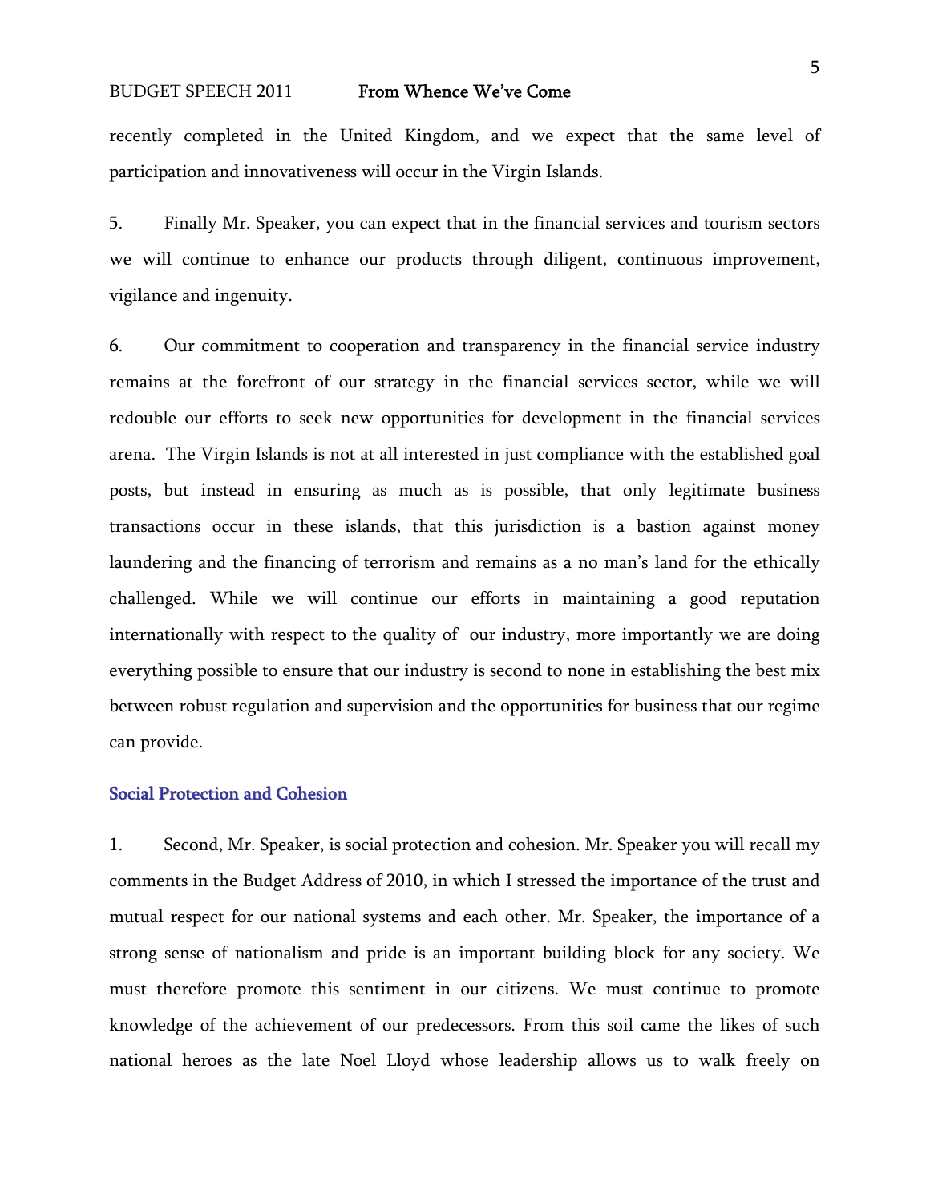recently completed in the United Kingdom, and we expect that the same level of participation and innovativeness will occur in the Virgin Islands.

5. Finally Mr. Speaker, you can expect that in the financial services and tourism sectors we will continue to enhance our products through diligent, continuous improvement, vigilance and ingenuity.

6. Our commitment to cooperation and transparency in the financial service industry remains at the forefront of our strategy in the financial services sector, while we will redouble our efforts to seek new opportunities for development in the financial services arena. The Virgin Islands is not at all interested in just compliance with the established goal posts, but instead in ensuring as much as is possible, that only legitimate business transactions occur in these islands, that this jurisdiction is a bastion against money laundering and the financing of terrorism and remains as a no man's land for the ethically challenged. While we will continue our efforts in maintaining a good reputation internationally with respect to the quality of our industry, more importantly we are doing everything possible to ensure that our industry is second to none in establishing the best mix between robust regulation and supervision and the opportunities for business that our regime can provide.

## Social Protection and Cohesion

1. Second, Mr. Speaker, is social protection and cohesion. Mr. Speaker you will recall my comments in the Budget Address of 2010, in which I stressed the importance of the trust and mutual respect for our national systems and each other. Mr. Speaker, the importance of a strong sense of nationalism and pride is an important building block for any society. We must therefore promote this sentiment in our citizens. We must continue to promote knowledge of the achievement of our predecessors. From this soil came the likes of such national heroes as the late Noel Lloyd whose leadership allows us to walk freely on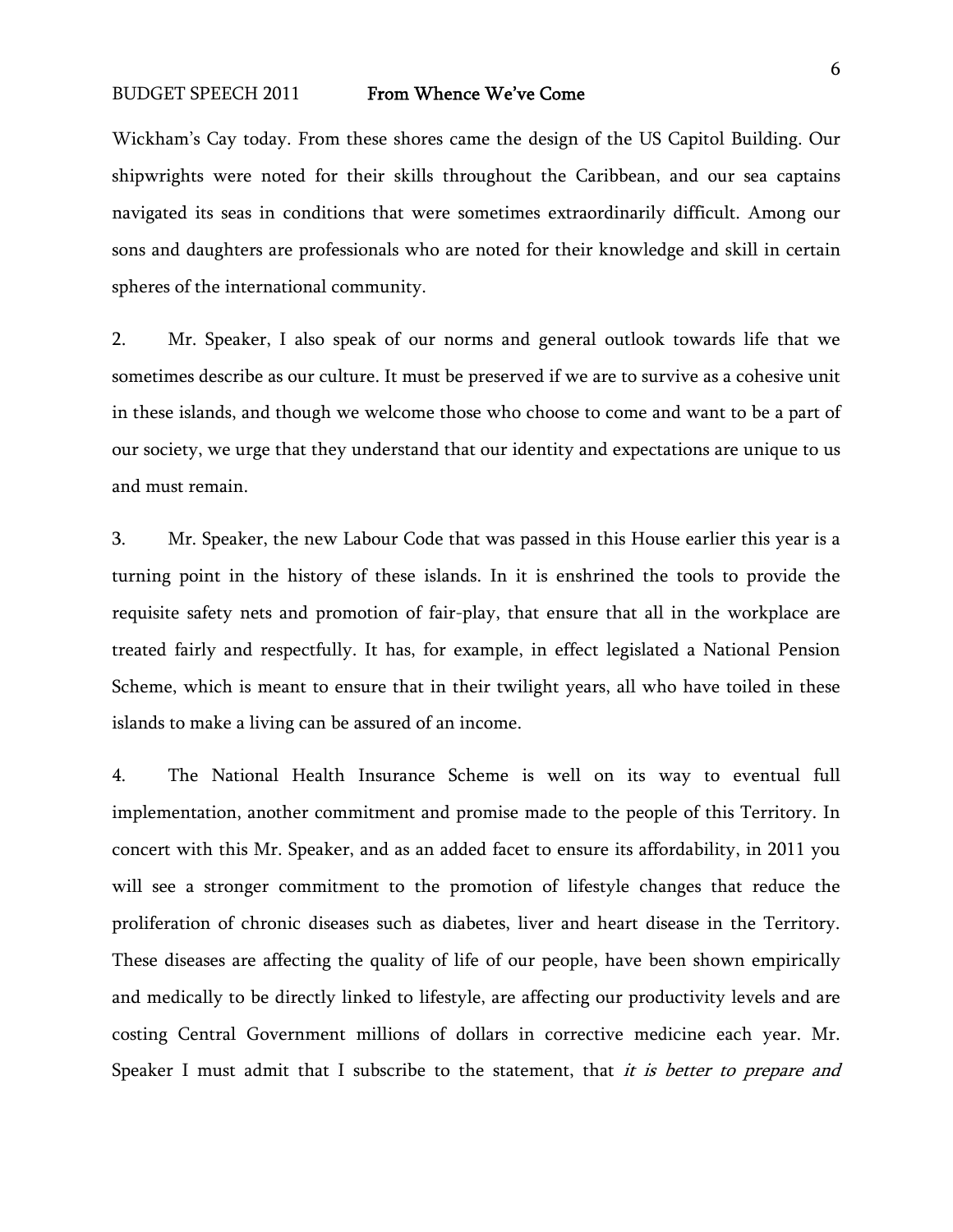Wickham's Cay today. From these shores came the design of the US Capitol Building. Our shipwrights were noted for their skills throughout the Caribbean, and our sea captains navigated its seas in conditions that were sometimes extraordinarily difficult. Among our sons and daughters are professionals who are noted for their knowledge and skill in certain spheres of the international community.

2. Mr. Speaker, I also speak of our norms and general outlook towards life that we sometimes describe as our culture. It must be preserved if we are to survive as a cohesive unit in these islands, and though we welcome those who choose to come and want to be a part of our society, we urge that they understand that our identity and expectations are unique to us and must remain.

3. Mr. Speaker, the new Labour Code that was passed in this House earlier this year is a turning point in the history of these islands. In it is enshrined the tools to provide the requisite safety nets and promotion of fair-play, that ensure that all in the workplace are treated fairly and respectfully. It has, for example, in effect legislated a National Pension Scheme, which is meant to ensure that in their twilight years, all who have toiled in these islands to make a living can be assured of an income.

4. The National Health Insurance Scheme is well on its way to eventual full implementation, another commitment and promise made to the people of this Territory. In concert with this Mr. Speaker, and as an added facet to ensure its affordability, in 2011 you will see a stronger commitment to the promotion of lifestyle changes that reduce the proliferation of chronic diseases such as diabetes, liver and heart disease in the Territory. These diseases are affecting the quality of life of our people, have been shown empirically and medically to be directly linked to lifestyle, are affecting our productivity levels and are costing Central Government millions of dollars in corrective medicine each year. Mr. Speaker I must admit that I subscribe to the statement, that *it is better to prepare and*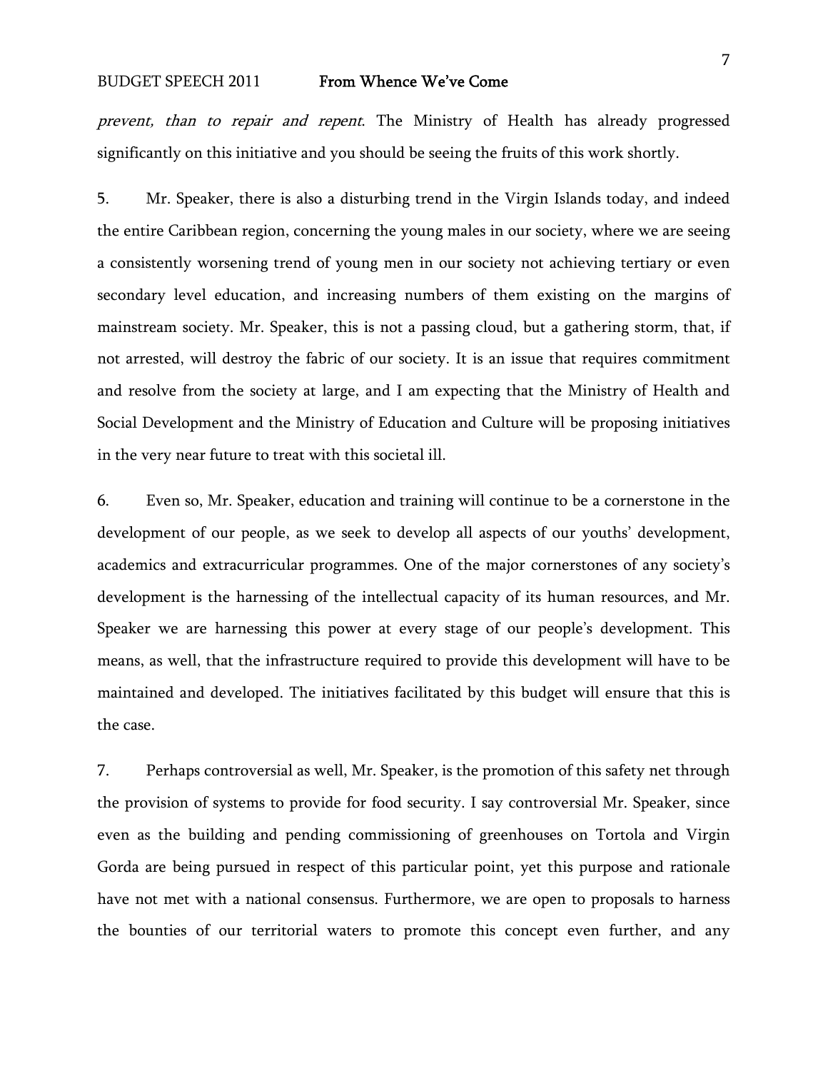*prevent, than to repair and repent*. The Ministry of Health has already progressed significantly on this initiative and you should be seeing the fruits of this work shortly.

5. Mr. Speaker, there is also a disturbing trend in the Virgin Islands today, and indeed the entire Caribbean region, concerning the young males in our society, where we are seeing a consistently worsening trend of young men in our society not achieving tertiary or even secondary level education, and increasing numbers of them existing on the margins of mainstream society. Mr. Speaker, this is not a passing cloud, but a gathering storm, that, if not arrested, will destroy the fabric of our society. It is an issue that requires commitment and resolve from the society at large, and I am expecting that the Ministry of Health and Social Development and the Ministry of Education and Culture will be proposing initiatives in the very near future to treat with this societal ill.

6. Even so, Mr. Speaker, education and training will continue to be a cornerstone in the development of our people, as we seek to develop all aspects of our youths' development, academics and extracurricular programmes. One of the major cornerstones of any society's development is the harnessing of the intellectual capacity of its human resources, and Mr. Speaker we are harnessing this power at every stage of our people's development. This means, as well, that the infrastructure required to provide this development will have to be maintained and developed. The initiatives facilitated by this budget will ensure that this is the case.

7. Perhaps controversial as well, Mr. Speaker, is the promotion of this safety net through the provision of systems to provide for food security. I say controversial Mr. Speaker, since even as the building and pending commissioning of greenhouses on Tortola and Virgin Gorda are being pursued in respect of this particular point, yet this purpose and rationale have not met with a national consensus. Furthermore, we are open to proposals to harness the bounties of our territorial waters to promote this concept even further, and any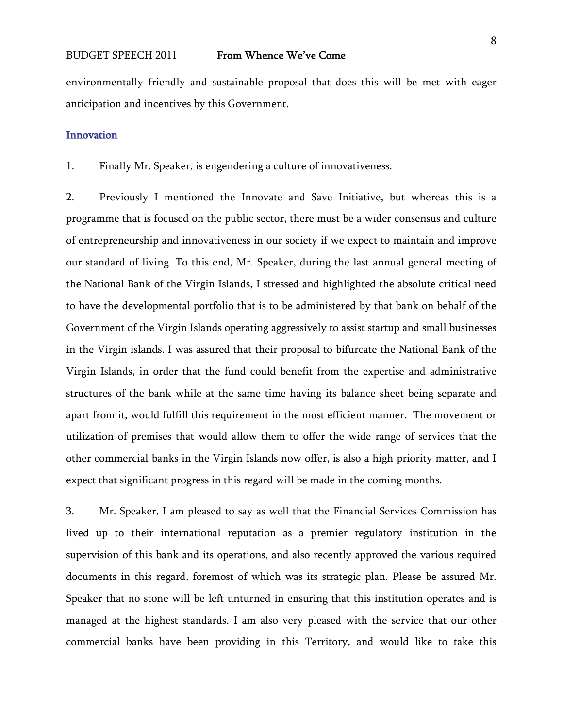environmentally friendly and sustainable proposal that does this will be met with eager anticipation and incentives by this Government.

## Innovation

1. Finally Mr. Speaker, is engendering a culture of innovativeness.

2. Previously I mentioned the Innovate and Save Initiative, but whereas this is a programme that is focused on the public sector, there must be a wider consensus and culture of entrepreneurship and innovativeness in our society if we expect to maintain and improve our standard of living. To this end, Mr. Speaker, during the last annual general meeting of the National Bank of the Virgin Islands, I stressed and highlighted the absolute critical need to have the developmental portfolio that is to be administered by that bank on behalf of the Government of the Virgin Islands operating aggressively to assist startup and small businesses in the Virgin islands. I was assured that their proposal to bifurcate the National Bank of the Virgin Islands, in order that the fund could benefit from the expertise and administrative structures of the bank while at the same time having its balance sheet being separate and apart from it, would fulfill this requirement in the most efficient manner. The movement or utilization of premises that would allow them to offer the wide range of services that the other commercial banks in the Virgin Islands now offer, is also a high priority matter, and I expect that significant progress in this regard will be made in the coming months.

3. Mr. Speaker, I am pleased to say as well that the Financial Services Commission has lived up to their international reputation as a premier regulatory institution in the supervision of this bank and its operations, and also recently approved the various required documents in this regard, foremost of which was its strategic plan. Please be assured Mr. Speaker that no stone will be left unturned in ensuring that this institution operates and is managed at the highest standards. I am also very pleased with the service that our other commercial banks have been providing in this Territory, and would like to take this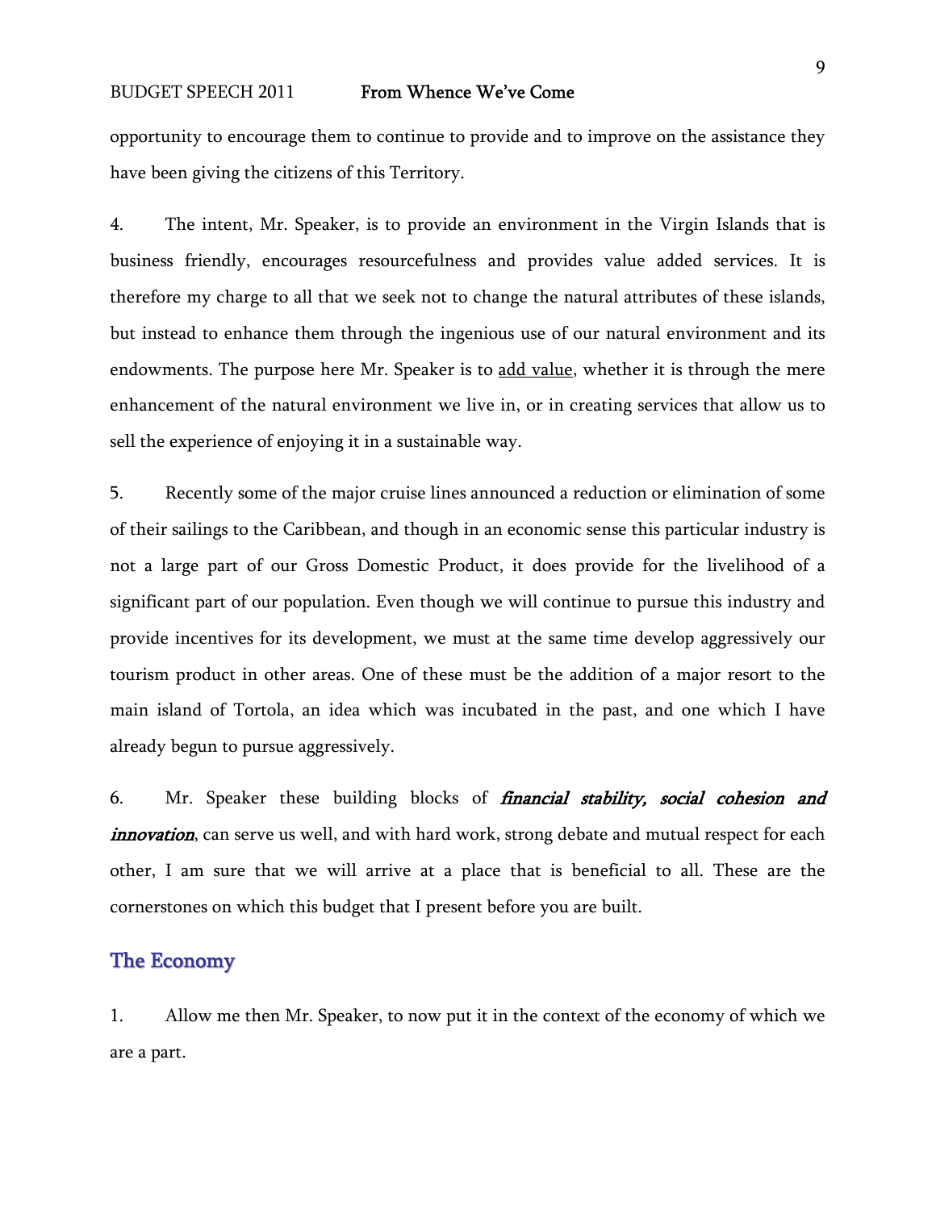opportunity to encourage them to continue to provide and to improve on the assistance they have been giving the citizens of this Territory.

4. The intent, Mr. Speaker, is to provide an environment in the Virgin Islands that is business friendly, encourages resourcefulness and provides value added services. It is therefore my charge to all that we seek not to change the natural attributes of these islands, but instead to enhance them through the ingenious use of our natural environment and its endowments. The purpose here Mr. Speaker is to <u>add value</u>, whether it is through the mere enhancement of the natural environment we live in, or in creating services that allow us to sell the experience of enjoying it in a sustainable way.

5. Recently some of the major cruise lines announced a reduction or elimination of some of their sailings to the Caribbean, and though in an economic sense this particular industry is not a large part of our Gross Domestic Product, it does provide for the livelihood of a significant part of our population. Even though we will continue to pursue this industry and provide incentives for its development, we must at the same time develop aggressively our tourism product in other areas. One of these must be the addition of a major resort to the main island of Tortola, an idea which was incubated in the past, and one which I have already begun to pursue aggressively.

6. Mr. Speaker these building blocks of ***financial stability, social cohesion and innovation***, can serve us well, and with hard work, strong debate and mutual respect for each other, I am sure that we will arrive at a place that is beneficial to all. These are the cornerstones on which this budget that I present before you are built.

## The Economy

1. Allow me then Mr. Speaker, to now put it in the context of the economy of which we are a part.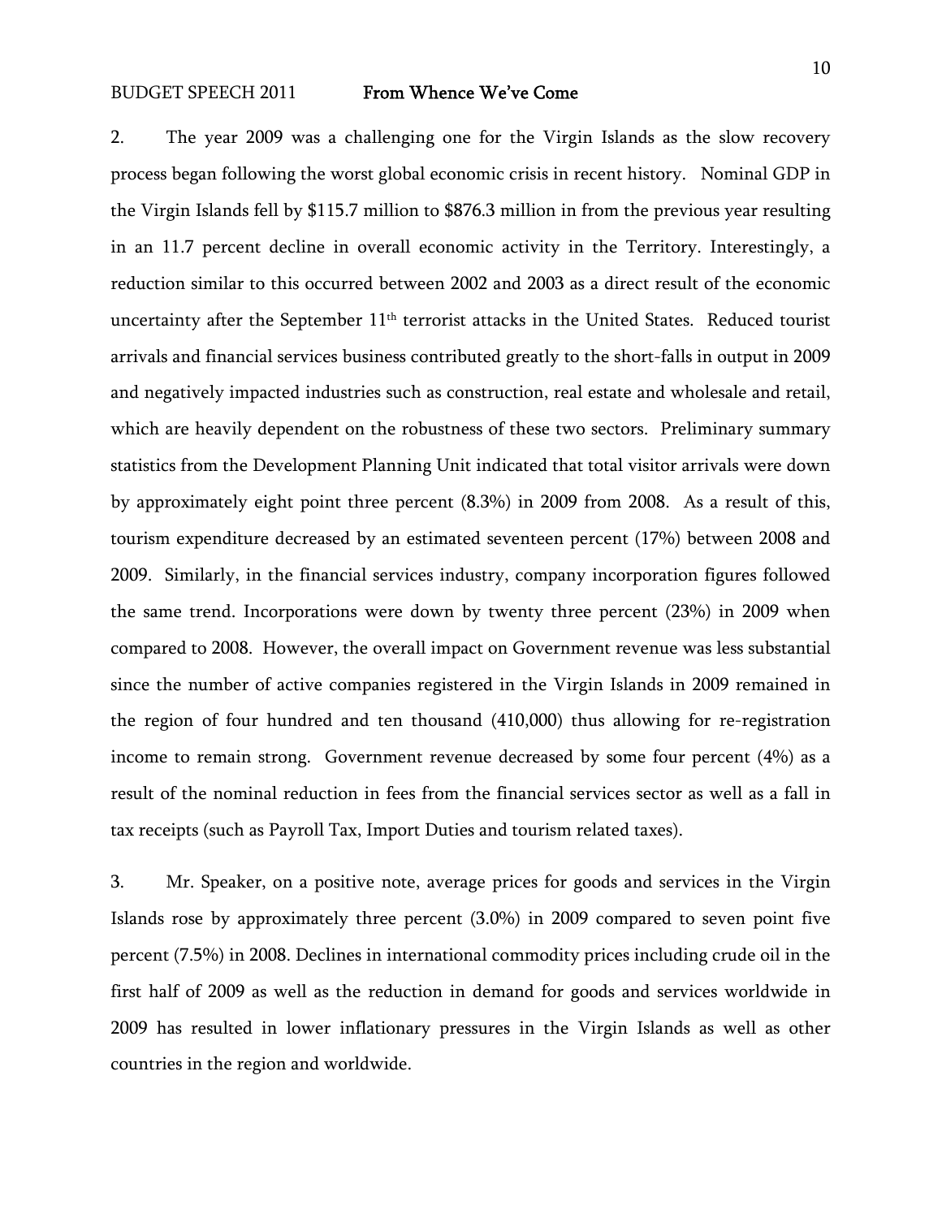2. The year 2009 was a challenging one for the Virgin Islands as the slow recovery process began following the worst global economic crisis in recent history. Nominal GDP in the Virgin Islands fell by $115.7 million to $876.3 million in from the previous year resulting in an 11.7 percent decline in overall economic activity in the Territory. Interestingly, a reduction similar to this occurred between 2002 and 2003 as a direct result of the economic uncertainty after the September 11th terrorist attacks in the United States. Reduced tourist arrivals and financial services business contributed greatly to the short-falls in output in 2009 and negatively impacted industries such as construction, real estate and wholesale and retail, which are heavily dependent on the robustness of these two sectors. Preliminary summary statistics from the Development Planning Unit indicated that total visitor arrivals were down by approximately eight point three percent (8.3%) in 2009 from 2008. As a result of this, tourism expenditure decreased by an estimated seventeen percent (17%) between 2008 and 2009. Similarly, in the financial services industry, company incorporation figures followed the same trend. Incorporations were down by twenty three percent (23%) in 2009 when compared to 2008. However, the overall impact on Government revenue was less substantial since the number of active companies registered in the Virgin Islands in 2009 remained in the region of four hundred and ten thousand (410,000) thus allowing for re-registration income to remain strong. Government revenue decreased by some four percent (4%) as a result of the nominal reduction in fees from the financial services sector as well as a fall in tax receipts (such as Payroll Tax, Import Duties and tourism related taxes).

3. Mr. Speaker, on a positive note, average prices for goods and services in the Virgin Islands rose by approximately three percent (3.0%) in 2009 compared to seven point five percent (7.5%) in 2008. Declines in international commodity prices including crude oil in the first half of 2009 as well as the reduction in demand for goods and services worldwide in 2009 has resulted in lower inflationary pressures in the Virgin Islands as well as other countries in the region and worldwide.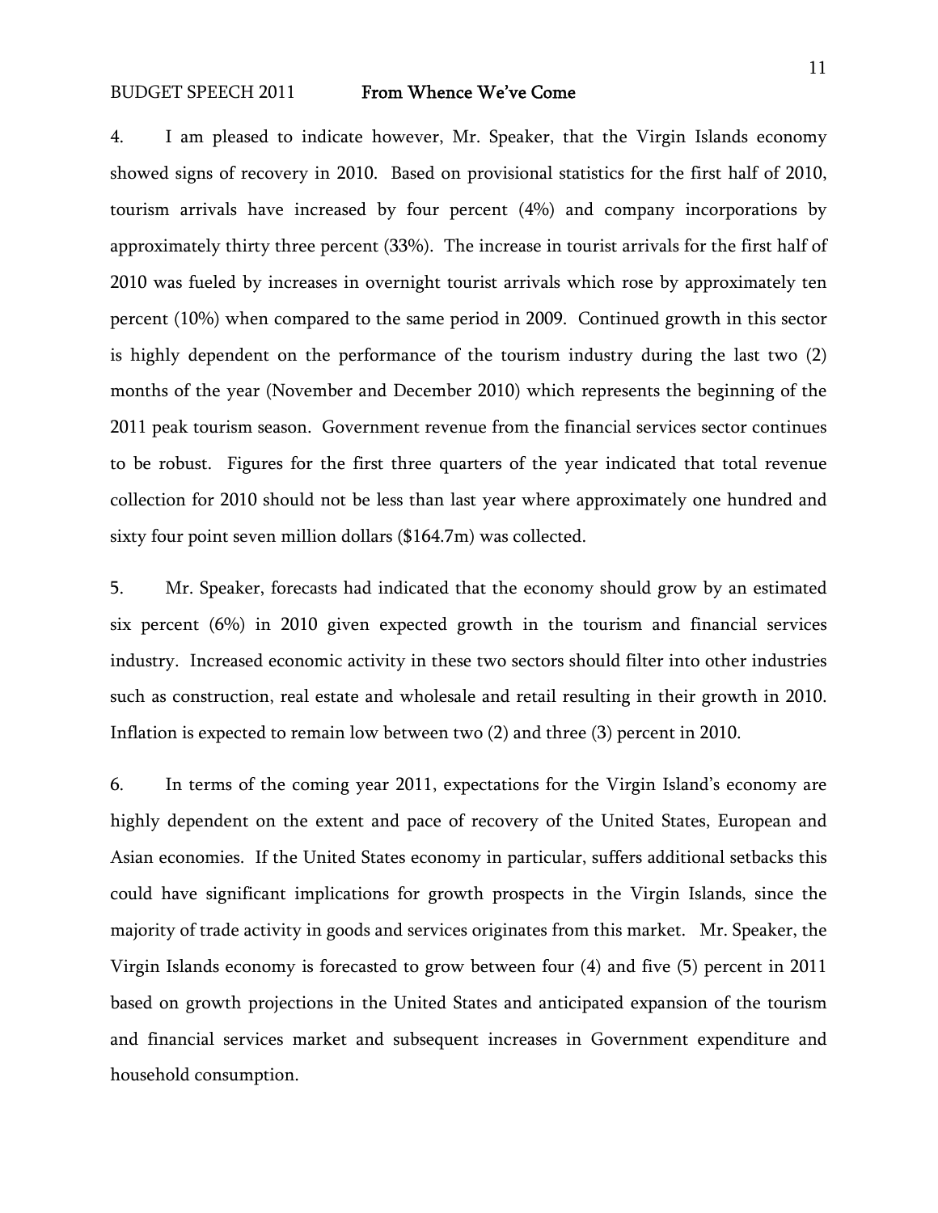4. I am pleased to indicate however, Mr. Speaker, that the Virgin Islands economy showed signs of recovery in 2010. Based on provisional statistics for the first half of 2010, tourism arrivals have increased by four percent (4%) and company incorporations by approximately thirty three percent (33%). The increase in tourist arrivals for the first half of 2010 was fueled by increases in overnight tourist arrivals which rose by approximately ten percent (10%) when compared to the same period in 2009. Continued growth in this sector is highly dependent on the performance of the tourism industry during the last two (2) months of the year (November and December 2010) which represents the beginning of the 2011 peak tourism season. Government revenue from the financial services sector continues to be robust. Figures for the first three quarters of the year indicated that total revenue collection for 2010 should not be less than last year where approximately one hundred and sixty four point seven million dollars ($164.7m) was collected.

5. Mr. Speaker, forecasts had indicated that the economy should grow by an estimated six percent (6%) in 2010 given expected growth in the tourism and financial services industry. Increased economic activity in these two sectors should filter into other industries such as construction, real estate and wholesale and retail resulting in their growth in 2010. Inflation is expected to remain low between two (2) and three (3) percent in 2010.

6. In terms of the coming year 2011, expectations for the Virgin Island's economy are highly dependent on the extent and pace of recovery of the United States, European and Asian economies. If the United States economy in particular, suffers additional setbacks this could have significant implications for growth prospects in the Virgin Islands, since the majority of trade activity in goods and services originates from this market. Mr. Speaker, the Virgin Islands economy is forecasted to grow between four (4) and five (5) percent in 2011 based on growth projections in the United States and anticipated expansion of the tourism and financial services market and subsequent increases in Government expenditure and household consumption.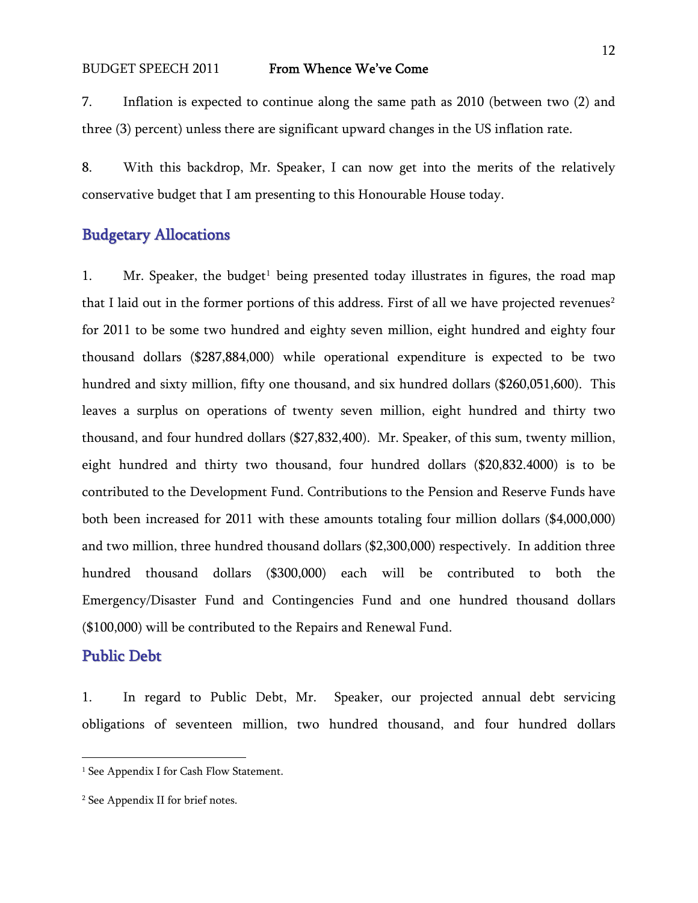7. Inflation is expected to continue along the same path as 2010 (between two (2) and three (3) percent) unless there are significant upward changes in the US inflation rate.

8. With this backdrop, Mr. Speaker, I can now get into the merits of the relatively conservative budget that I am presenting to this Honourable House today.

## Budgetary Allocations

1. Mr. Speaker, the budget[1] being presented today illustrates in figures, the road map that I laid out in the former portions of this address. First of all we have projected revenues[2] for 2011 to be some two hundred and eighty seven million, eight hundred and eighty four thousand dollars ($287,884,000) while operational expenditure is expected to be two hundred and sixty million, fifty one thousand, and six hundred dollars ($260,051,600). This leaves a surplus on operations of twenty seven million, eight hundred and thirty two thousand, and four hundred dollars ($27,832,400). Mr. Speaker, of this sum, twenty million, eight hundred and thirty two thousand, four hundred dollars ($20,832.4000) is to be contributed to the Development Fund. Contributions to the Pension and Reserve Funds have both been increased for 2011 with these amounts totaling four million dollars ($4,000,000) and two million, three hundred thousand dollars ($2,300,000) respectively. In addition three hundred thousand dollars ($300,000) each will be contributed to both the Emergency/Disaster Fund and Contingencies Fund and one hundred thousand dollars ($100,000) will be contributed to the Repairs and Renewal Fund.

## Public Debt

1. In regard to Public Debt, Mr. Speaker, our projected annual debt servicing obligations of seventeen million, two hundred thousand, and four hundred dollars

---

[1] See Appendix I for Cash Flow Statement.

[2] See Appendix II for brief notes.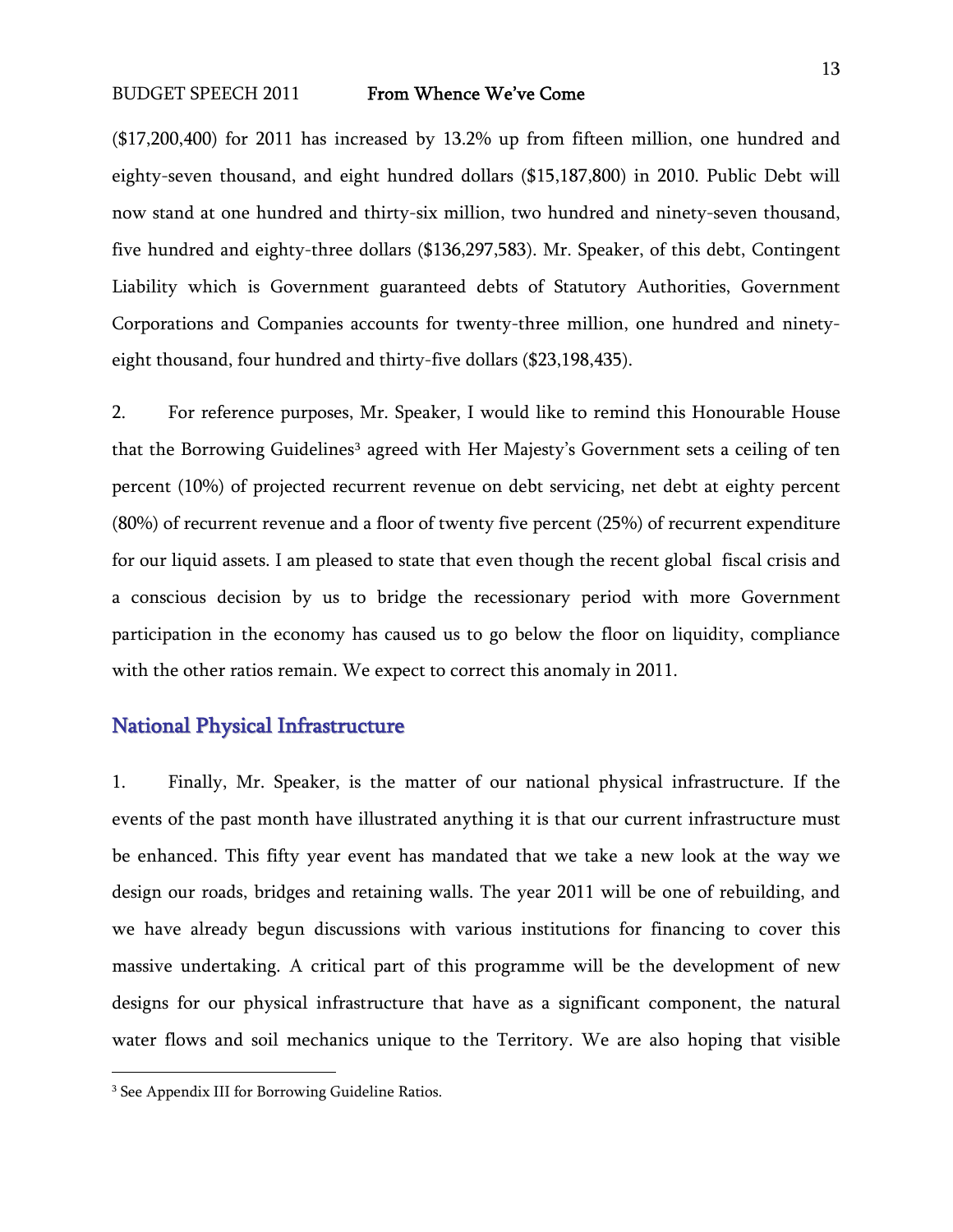($17,200,400) for 2011 has increased by 13.2% up from fifteen million, one hundred and eighty-seven thousand, and eight hundred dollars ($15,187,800) in 2010. Public Debt will now stand at one hundred and thirty-six million, two hundred and ninety-seven thousand, five hundred and eighty-three dollars ($136,297,583). Mr. Speaker, of this debt, Contingent Liability which is Government guaranteed debts of Statutory Authorities, Government Corporations and Companies accounts for twenty-three million, one hundred and ninety-eight thousand, four hundred and thirty-five dollars ($23,198,435).

2. For reference purposes, Mr. Speaker, I would like to remind this Honourable House that the Borrowing Guidelines[3] agreed with Her Majesty's Government sets a ceiling of ten percent (10%) of projected recurrent revenue on debt servicing, net debt at eighty percent (80%) of recurrent revenue and a floor of twenty five percent (25%) of recurrent expenditure for our liquid assets. I am pleased to state that even though the recent global fiscal crisis and a conscious decision by us to bridge the recessionary period with more Government participation in the economy has caused us to go below the floor on liquidity, compliance with the other ratios remain. We expect to correct this anomaly in 2011.

## National Physical Infrastructure

1. Finally, Mr. Speaker, is the matter of our national physical infrastructure. If the events of the past month have illustrated anything it is that our current infrastructure must be enhanced. This fifty year event has mandated that we take a new look at the way we design our roads, bridges and retaining walls. The year 2011 will be one of rebuilding, and we have already begun discussions with various institutions for financing to cover this massive undertaking. A critical part of this programme will be the development of new designs for our physical infrastructure that have as a significant component, the natural water flows and soil mechanics unique to the Territory. We are also hoping that visible

[3] See Appendix III for Borrowing Guideline Ratios.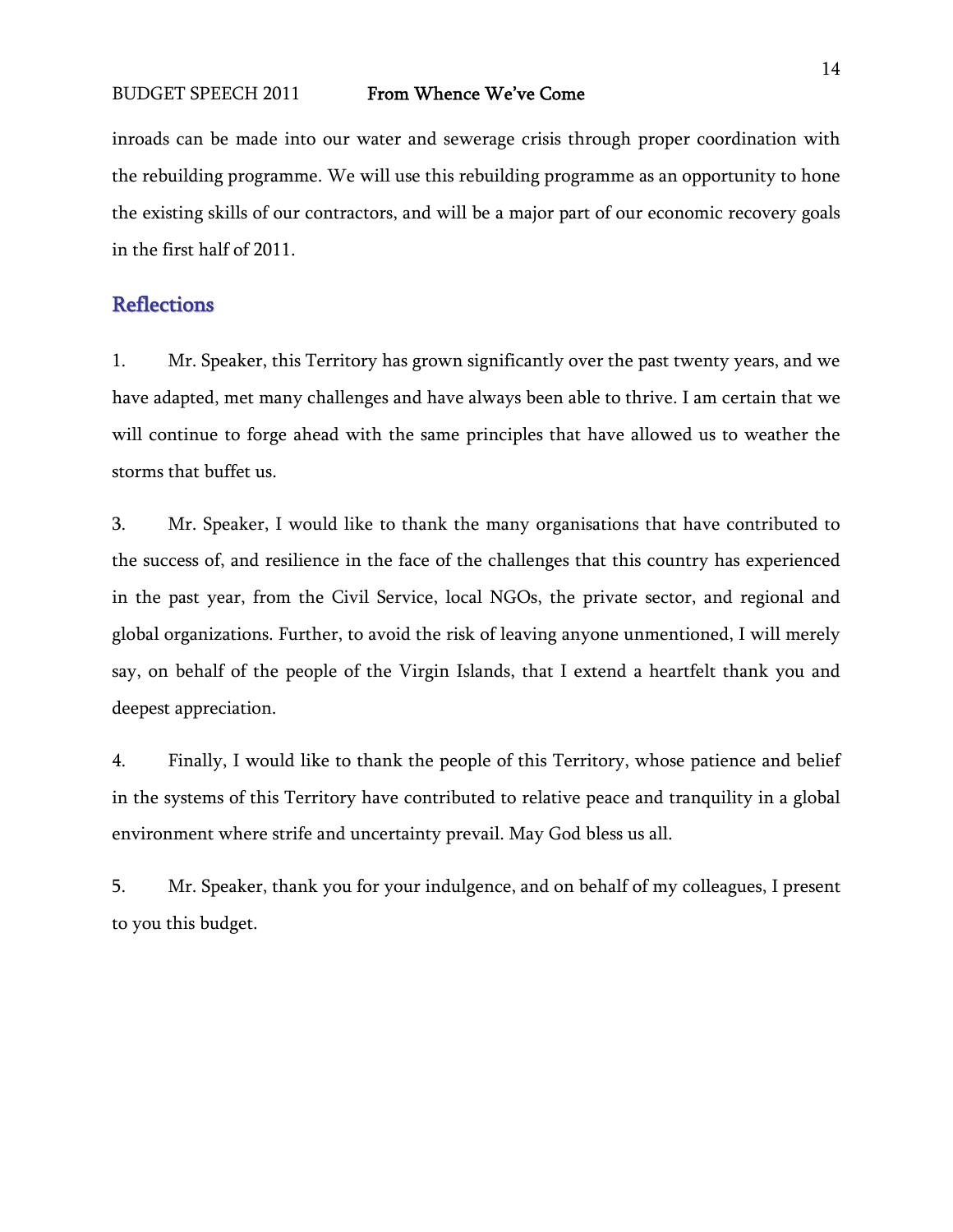inroads can be made into our water and sewerage crisis through proper coordination with the rebuilding programme. We will use this rebuilding programme as an opportunity to hone the existing skills of our contractors, and will be a major part of our economic recovery goals in the first half of 2011.

## Reflections

1. Mr. Speaker, this Territory has grown significantly over the past twenty years, and we have adapted, met many challenges and have always been able to thrive. I am certain that we will continue to forge ahead with the same principles that have allowed us to weather the storms that buffet us.

3. Mr. Speaker, I would like to thank the many organisations that have contributed to the success of, and resilience in the face of the challenges that this country has experienced in the past year, from the Civil Service, local NGOs, the private sector, and regional and global organizations. Further, to avoid the risk of leaving anyone unmentioned, I will merely say, on behalf of the people of the Virgin Islands, that I extend a heartfelt thank you and deepest appreciation.

4. Finally, I would like to thank the people of this Territory, whose patience and belief in the systems of this Territory have contributed to relative peace and tranquility in a global environment where strife and uncertainty prevail. May God bless us all.

5. Mr. Speaker, thank you for your indulgence, and on behalf of my colleagues, I present to you this budget.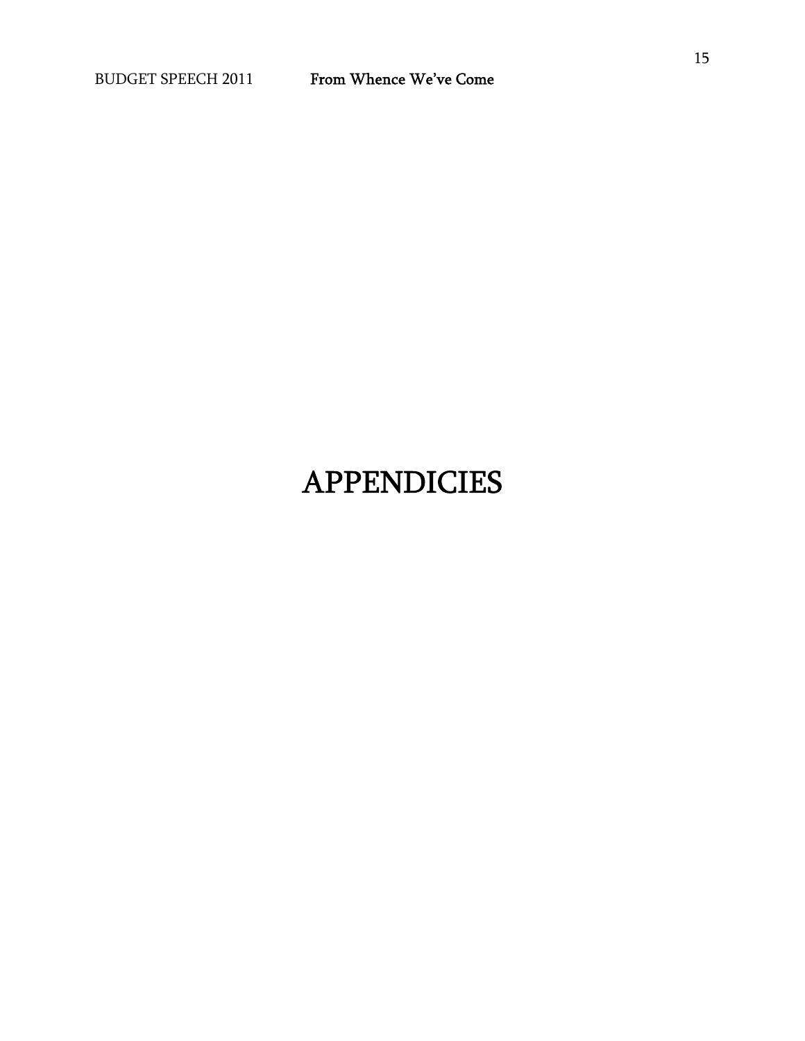# APPENDICIES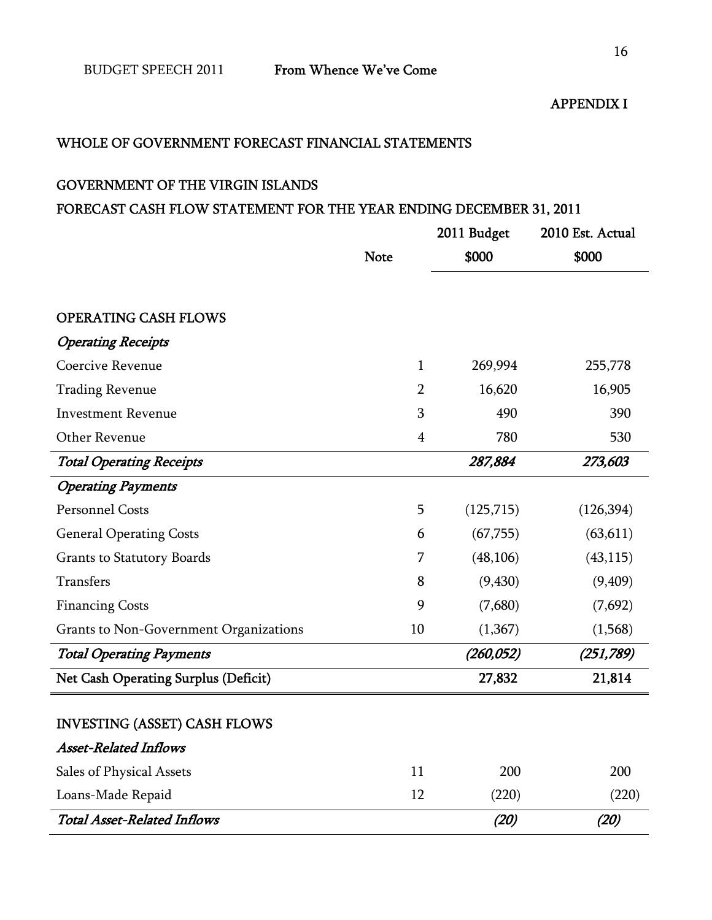APPENDIX I

## WHOLE OF GOVERNMENT FORECAST FINANCIAL STATEMENTS

## GOVERNMENT OF THE VIRGIN ISLANDS

## FORECAST CASH FLOW STATEMENT FOR THE YEAR ENDING DECEMBER 31, 2011

| | Note | 2011 Budget $000 | 2010 Est. Actual $000 |
|---|---|---|---|
| OPERATING CASH FLOWS | | | |
| *Operating Receipts* | | | |
| Coercive Revenue | 1 | 269,994 | 255,778 |
| Trading Revenue | 2 | 16,620 | 16,905 |
| Investment Revenue | 3 | 490 | 390 |
| Other Revenue | 4 | 780 | 530 |
| ***Total Operating Receipts*** | | ***287,884*** | ***273,603*** |
| *Operating Payments* | | | |
| Personnel Costs | 5 | (125,715) | (126,394) |
| General Operating Costs | 6 | (67,755) | (63,611) |
| Grants to Statutory Boards | 7 | (48,106) | (43,115) |
| Transfers | 8 | (9,430) | (9,409) |
| Financing Costs | 9 | (7,680) | (7,692) |
| Grants to Non-Government Organizations | 10 | (1,367) | (1,568) |
| ***Total Operating Payments*** | | ***(260,052)*** | ***(251,789)*** |
| **Net Cash Operating Surplus (Deficit)** | | **27,832** | **21,814** |
| INVESTING (ASSET) CASH FLOWS | | | |
| *Asset-Related Inflows* | | | |
| Sales of Physical Assets | 11 | 200 | 200 |
| Loans-Made Repaid | 12 | (220) | (220) |
| ***Total Asset-Related Inflows*** | | ***(20)*** | ***(20)*** |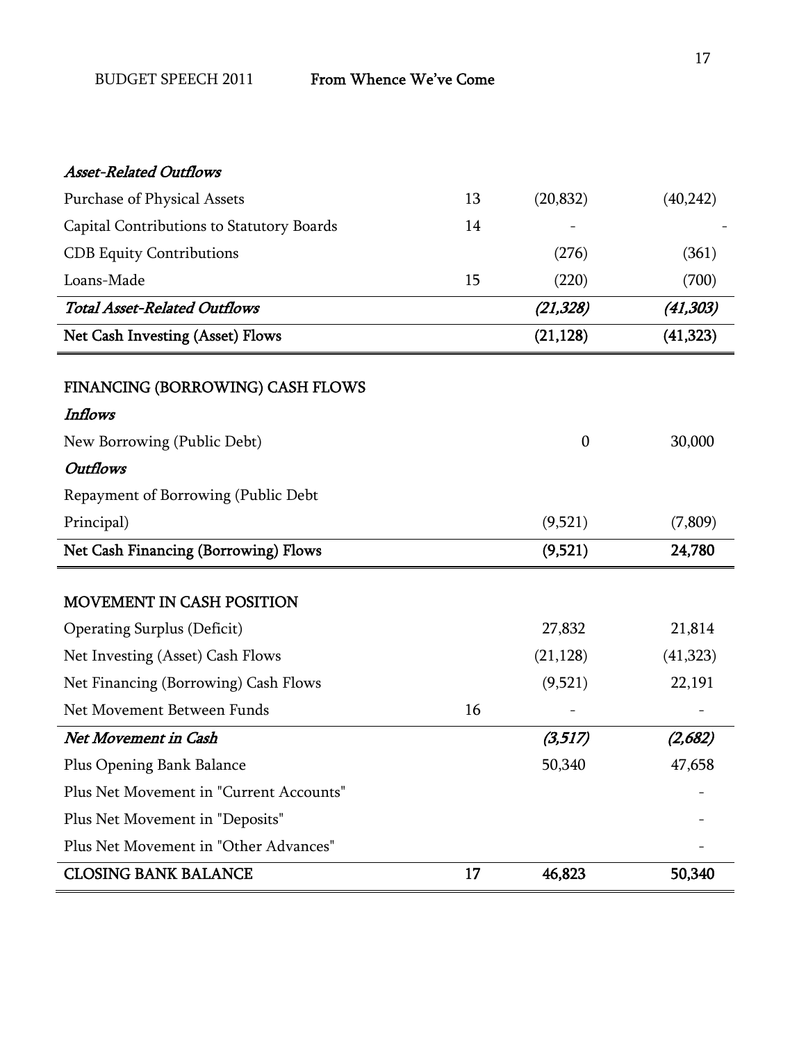| | | | |
|---|---|---|---|
| ***Asset-Related Outflows*** | | | |
| Purchase of Physical Assets | 13 | (20,832) | (40,242) |
| Capital Contributions to Statutory Boards | 14 | - | - |
| CDB Equity Contributions | | (276) | (361) |
| Loans-Made | 15 | (220) | (700) |
| ***Total Asset-Related Outflows*** | | ***(21,328)*** | ***(41,303)*** |
| **Net Cash Investing (Asset) Flows** | | **(21,128)** | **(41,323)** |
| | | | |
| FINANCING (BORROWING) CASH FLOWS | | | |
| ***Inflows*** | | | |
| New Borrowing (Public Debt) | | 0 | 30,000 |
| ***Outflows*** | | | |
| Repayment of Borrowing (Public Debt Principal) | | (9,521) | (7,809) |
| **Net Cash Financing (Borrowing) Flows** | | **(9,521)** | **24,780** |
| | | | |
| MOVEMENT IN CASH POSITION | | | |
| Operating Surplus (Deficit) | | 27,832 | 21,814 |
| Net Investing (Asset) Cash Flows | | (21,128) | (41,323) |
| Net Financing (Borrowing) Cash Flows | | (9,521) | 22,191 |
| Net Movement Between Funds | 16 | - | - |
| ***Net Movement in Cash*** | | ***(3,517)*** | ***(2,682)*** |
| Plus Opening Bank Balance | | 50,340 | 47,658 |
| Plus Net Movement in "Current Accounts" | | | - |
| Plus Net Movement in "Deposits" | | | - |
| Plus Net Movement in "Other Advances" | | | - |
| **CLOSING BANK BALANCE** | **17** | **46,823** | **50,340** |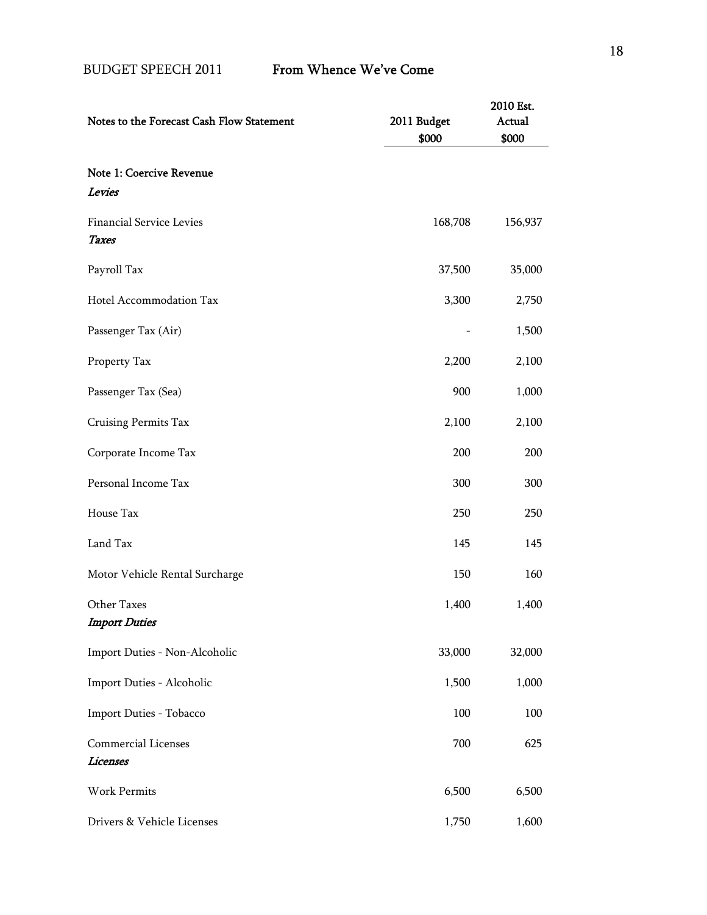## From Whence We've Come

| Notes to the Forecast Cash Flow Statement | 2011 Budget $000 | 2010 Est. Actual $000 |
|---|---|---|
| **Note 1: Coercive Revenue** | | |
| ***Levies*** | | |
| Financial Service Levies | 168,708 | 156,937 |
| ***Taxes*** | | |
| Payroll Tax | 37,500 | 35,000 |
| Hotel Accommodation Tax | 3,300 | 2,750 |
| Passenger Tax (Air) | - | 1,500 |
| Property Tax | 2,200 | 2,100 |
| Passenger Tax (Sea) | 900 | 1,000 |
| Cruising Permits Tax | 2,100 | 2,100 |
| Corporate Income Tax | 200 | 200 |
| Personal Income Tax | 300 | 300 |
| House Tax | 250 | 250 |
| Land Tax | 145 | 145 |
| Motor Vehicle Rental Surcharge | 150 | 160 |
| Other Taxes | 1,400 | 1,400 |
| ***Import Duties*** | | |
| Import Duties - Non-Alcoholic | 33,000 | 32,000 |
| Import Duties - Alcoholic | 1,500 | 1,000 |
| Import Duties - Tobacco | 100 | 100 |
| Commercial Licenses | 700 | 625 |
| ***Licenses*** | | |
| Work Permits | 6,500 | 6,500 |
| Drivers & Vehicle Licenses | 1,750 | 1,600 |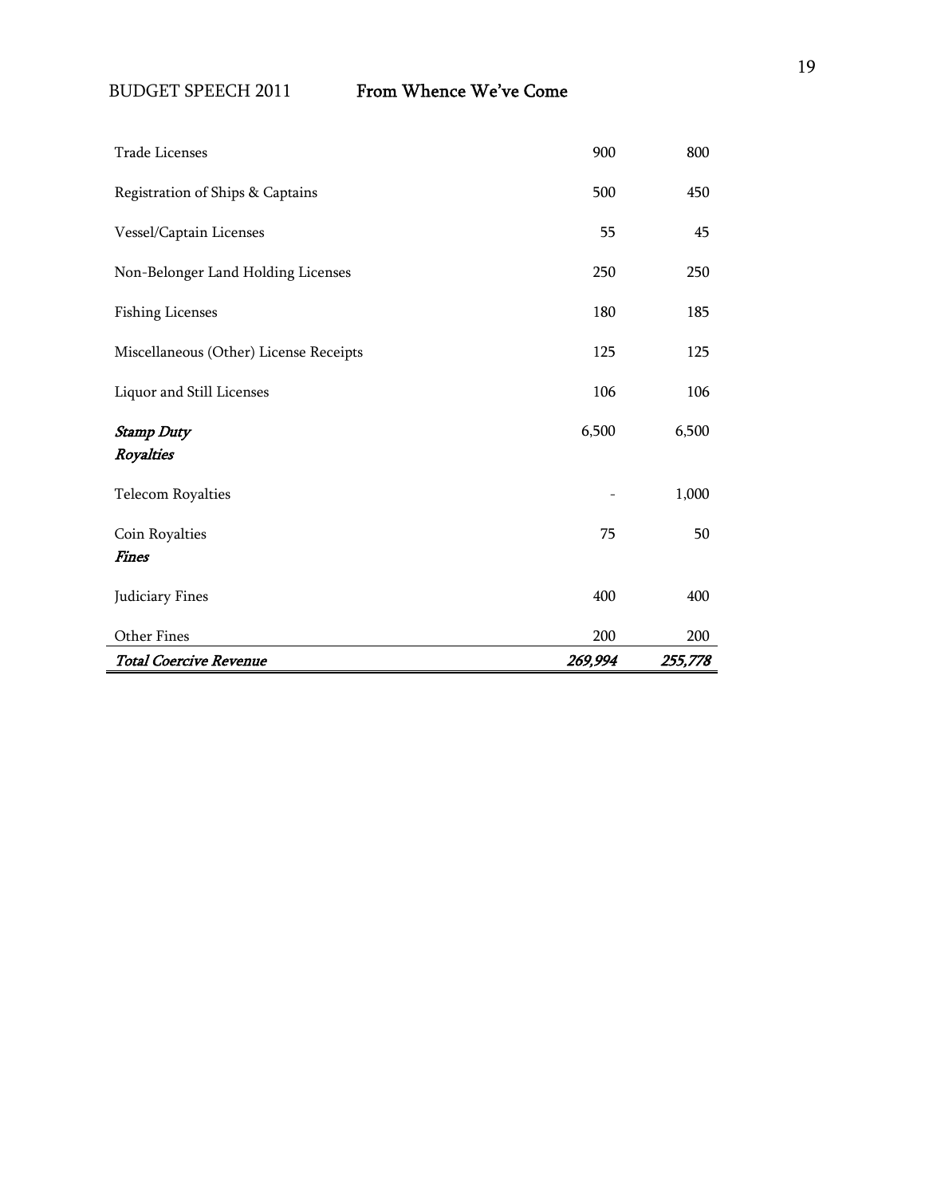| | | |
|---|---|---|
| Trade Licenses | 900 | 800 |
| Registration of Ships & Captains | 500 | 450 |
| Vessel/Captain Licenses | 55 | 45 |
| Non-Belonger Land Holding Licenses | 250 | 250 |
| Fishing Licenses | 180 | 185 |
| Miscellaneous (Other) License Receipts | 125 | 125 |
| Liquor and Still Licenses | 106 | 106 |
| ***Stamp Duty*** | 6,500 | 6,500 |
| ***Royalties*** | | |
| Telecom Royalties | - | 1,000 |
| Coin Royalties | 75 | 50 |
| ***Fines*** | | |
| Judiciary Fines | 400 | 400 |
| Other Fines | 200 | 200 |
| ***Total Coercive Revenue*** | ***269,994*** | ***255,778*** |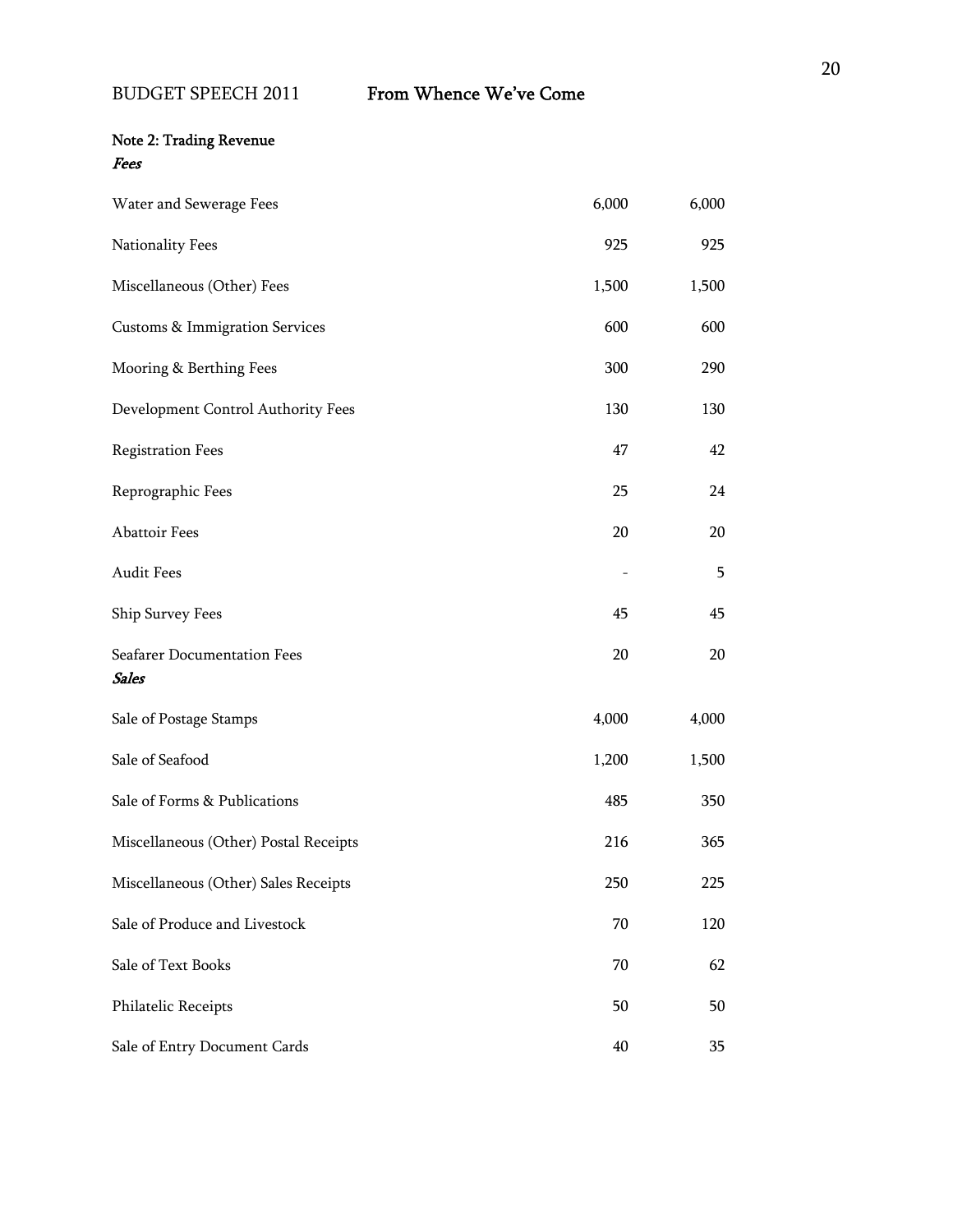### Note 2: Trading Revenue

| | | |
|---|---|---|
| ***Fees*** | | |
| Water and Sewerage Fees | 6,000 | 6,000 |
| Nationality Fees | 925 | 925 |
| Miscellaneous (Other) Fees | 1,500 | 1,500 |
| Customs & Immigration Services | 600 | 600 |
| Mooring & Berthing Fees | 300 | 290 |
| Development Control Authority Fees | 130 | 130 |
| Registration Fees | 47 | 42 |
| Reprographic Fees | 25 | 24 |
| Abattoir Fees | 20 | 20 |
| Audit Fees | - | 5 |
| Ship Survey Fees | 45 | 45 |
| Seafarer Documentation Fees | 20 | 20 |
| ***Sales*** | | |
| Sale of Postage Stamps | 4,000 | 4,000 |
| Sale of Seafood | 1,200 | 1,500 |
| Sale of Forms & Publications | 485 | 350 |
| Miscellaneous (Other) Postal Receipts | 216 | 365 |
| Miscellaneous (Other) Sales Receipts | 250 | 225 |
| Sale of Produce and Livestock | 70 | 120 |
| Sale of Text Books | 70 | 62 |
| Philatelic Receipts | 50 | 50 |
| Sale of Entry Document Cards | 40 | 35 |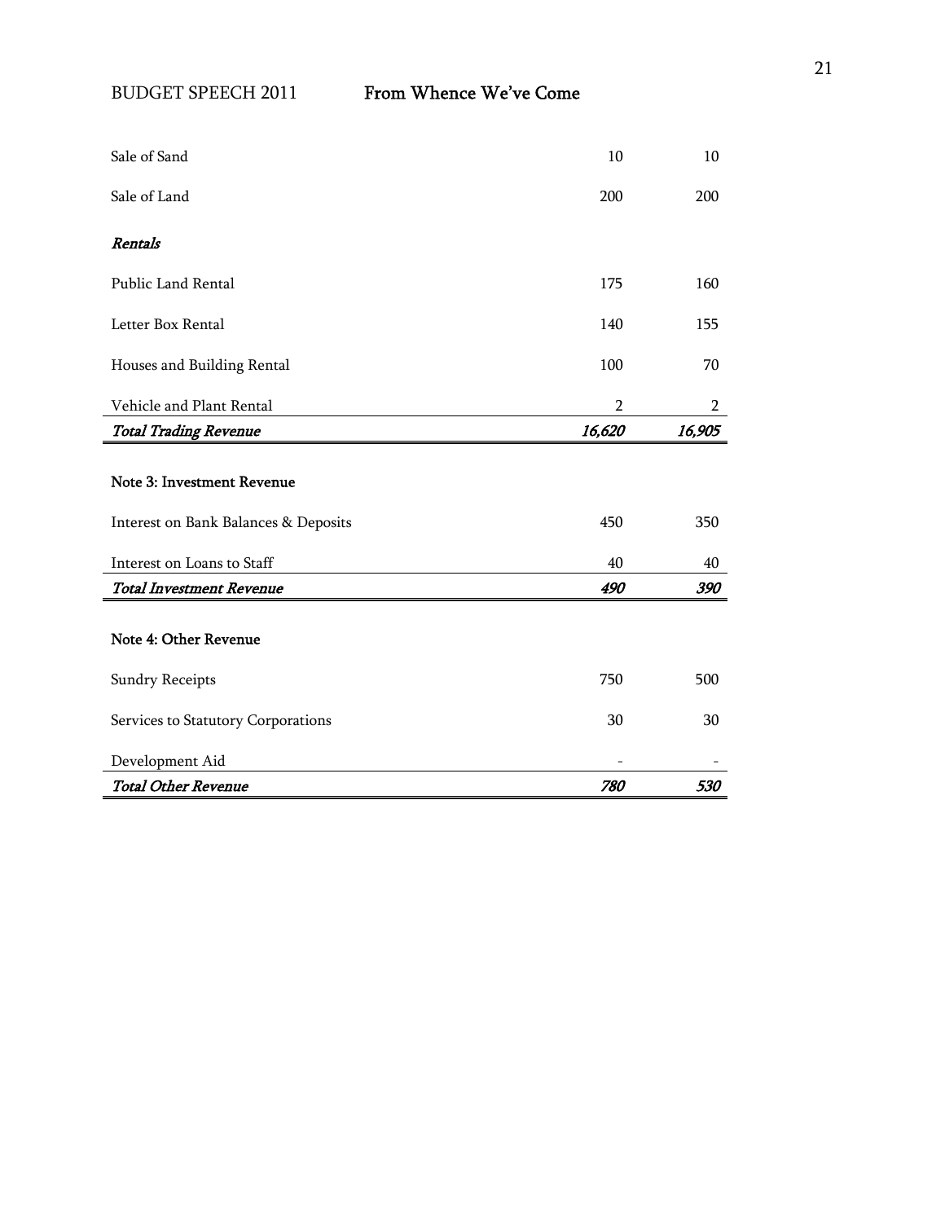| | | |
|---|---|---|
| Sale of Sand | 10 | 10 |
| Sale of Land | 200 | 200 |
| ***Rentals*** | | |
| Public Land Rental | 175 | 160 |
| Letter Box Rental | 140 | 155 |
| Houses and Building Rental | 100 | 70 |
| Vehicle and Plant Rental | 2 | 2 |
| ***Total Trading Revenue*** | ***16,620*** | ***16,905*** |

**Note 3: Investment Revenue**

| | | |
|---|---|---|
| Interest on Bank Balances & Deposits | 450 | 350 |
| Interest on Loans to Staff | 40 | 40 |
| ***Total Investment Revenue*** | ***490*** | ***390*** |

**Note 4: Other Revenue**

| | | |
|---|---|---|
| Sundry Receipts | 750 | 500 |
| Services to Statutory Corporations | 30 | 30 |
| Development Aid | - | - |
| ***Total Other Revenue*** | ***780*** | ***530*** |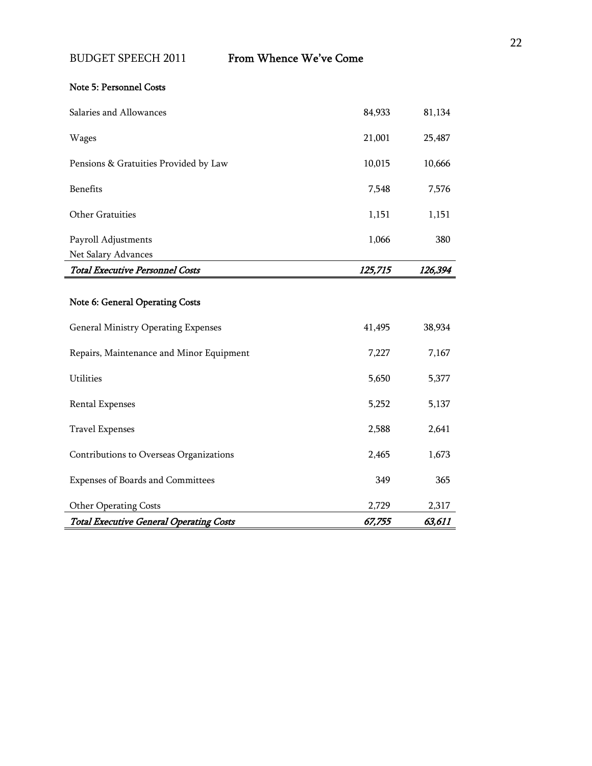### Note 5: Personnel Costs

| | | |
|---|---:|---:|
| Salaries and Allowances | 84,933 | 81,134 |
| Wages | 21,001 | 25,487 |
| Pensions & Gratuities Provided by Law | 10,015 | 10,666 |
| Benefits | 7,548 | 7,576 |
| Other Gratuities | 1,151 | 1,151 |
| Payroll Adjustments | 1,066 | 380 |
| Net Salary Advances | | |
| ***Total Executive Personnel Costs*** | ***125,715*** | ***126,394*** |

### Note 6: General Operating Costs

| | | |
|---|---:|---:|
| General Ministry Operating Expenses | 41,495 | 38,934 |
| Repairs, Maintenance and Minor Equipment | 7,227 | 7,167 |
| Utilities | 5,650 | 5,377 |
| Rental Expenses | 5,252 | 5,137 |
| Travel Expenses | 2,588 | 2,641 |
| Contributions to Overseas Organizations | 2,465 | 1,673 |
| Expenses of Boards and Committees | 349 | 365 |
| Other Operating Costs | 2,729 | 2,317 |
| ***Total Executive General Operating Costs*** | ***67,755*** | ***63,611*** |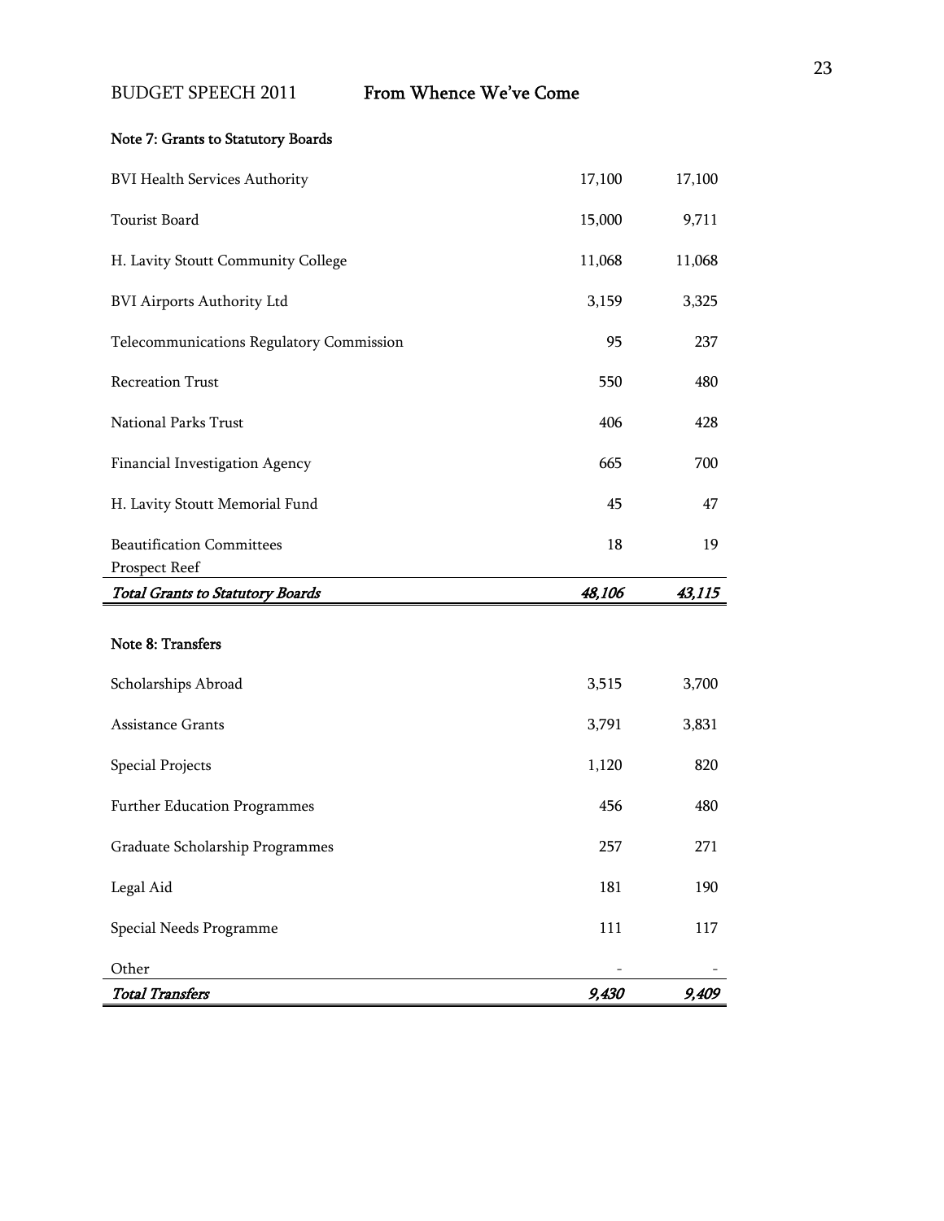## Note 7: Grants to Statutory Boards

| | | |
|---|---:|---:|
| BVI Health Services Authority | 17,100 | 17,100 |
| Tourist Board | 15,000 | 9,711 |
| H. Lavity Stoutt Community College | 11,068 | 11,068 |
| BVI Airports Authority Ltd | 3,159 | 3,325 |
| Telecommunications Regulatory Commission | 95 | 237 |
| Recreation Trust | 550 | 480 |
| National Parks Trust | 406 | 428 |
| Financial Investigation Agency | 665 | 700 |
| H. Lavity Stoutt Memorial Fund | 45 | 47 |
| Beautification Committees | 18 | 19 |
| Prospect Reef | | |
| *Total Grants to Statutory Boards* | *48,106* | *43,115* |

## Note 8: Transfers

| | | |
|---|---:|---:|
| Scholarships Abroad | 3,515 | 3,700 |
| Assistance Grants | 3,791 | 3,831 |
| Special Projects | 1,120 | 820 |
| Further Education Programmes | 456 | 480 |
| Graduate Scholarship Programmes | 257 | 271 |
| Legal Aid | 181 | 190 |
| Special Needs Programme | 111 | 117 |
| Other | - | - |
| *Total Transfers* | *9,430* | *9,409* |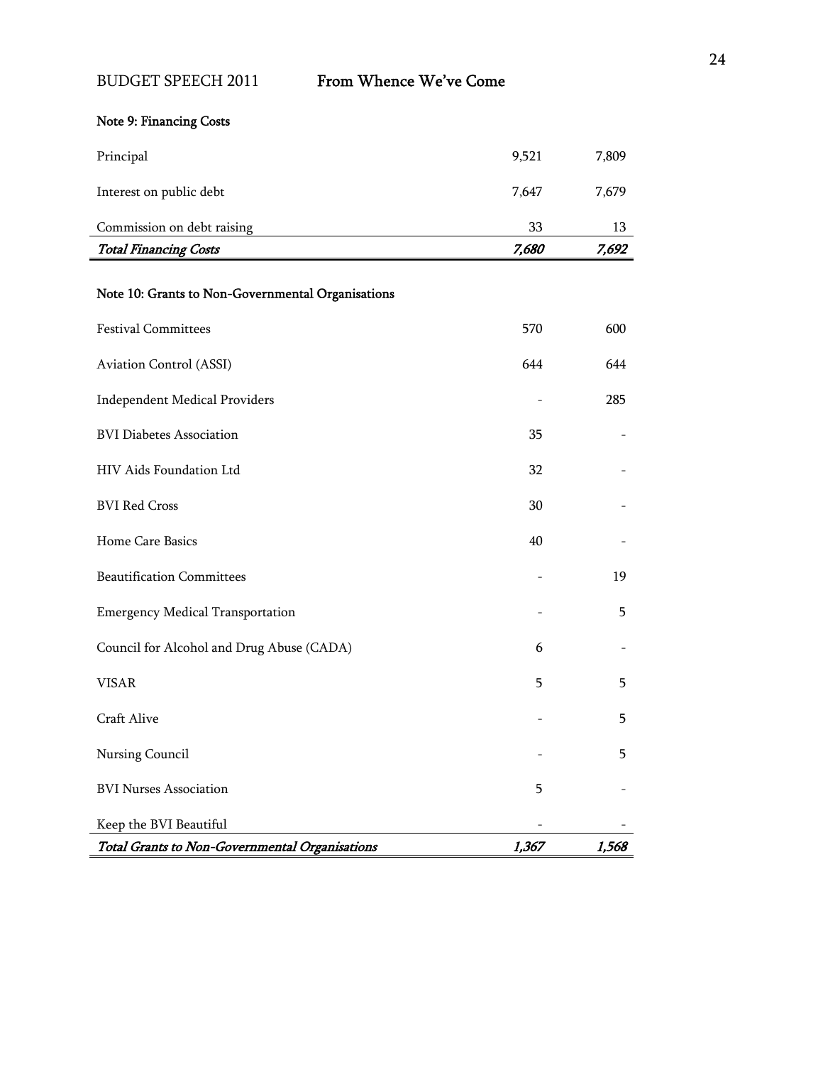Note 9: Financing Costs

| | | |
|---|---|---|
| Principal | 9,521 | 7,809 |
| Interest on public debt | 7,647 | 7,679 |
| Commission on debt raising | 33 | 13 |
| ***Total Financing Costs*** | ***7,680*** | ***7,692*** |

Note 10: Grants to Non-Governmental Organisations

| | | |
|---|---|---|
| Festival Committees | 570 | 600 |
| Aviation Control (ASSI) | 644 | 644 |
| Independent Medical Providers | - | 285 |
| BVI Diabetes Association | 35 | - |
| HIV Aids Foundation Ltd | 32 | - |
| BVI Red Cross | 30 | - |
| Home Care Basics | 40 | - |
| Beautification Committees | - | 19 |
| Emergency Medical Transportation | - | 5 |
| Council for Alcohol and Drug Abuse (CADA) | 6 | - |
| VISAR | 5 | 5 |
| Craft Alive | - | 5 |
| Nursing Council | - | 5 |
| BVI Nurses Association | 5 | - |
| Keep the BVI Beautiful | - | - |
| ***Total Grants to Non-Governmental Organisations*** | ***1,367*** | ***1,568*** |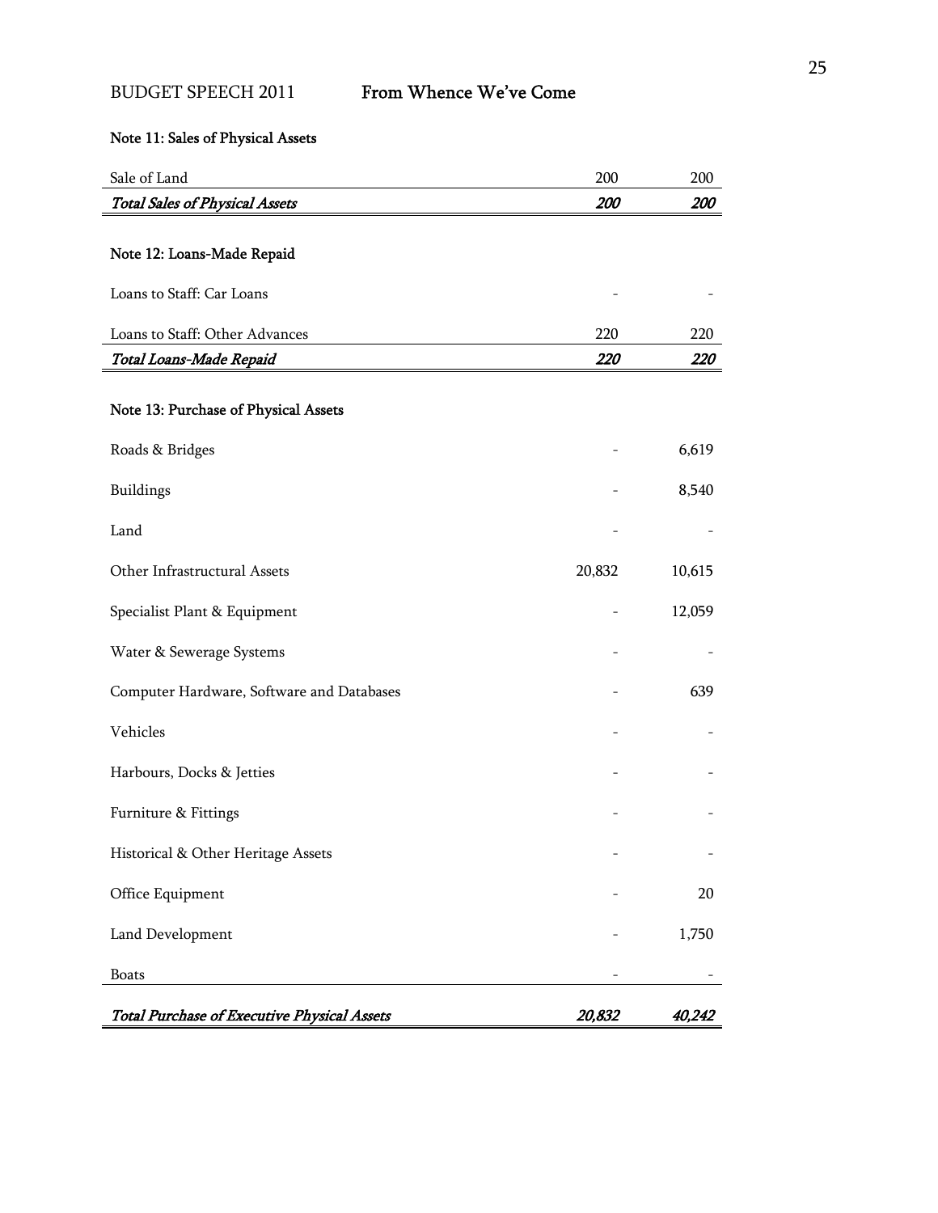### Note 11: Sales of Physical Assets

| | | |
|---|---|---|
| Sale of Land | 200 | 200 |
| ***Total Sales of Physical Assets*** | ***200*** | ***200*** |

### Note 12: Loans-Made Repaid

| | | |
|---|---|---|
| Loans to Staff: Car Loans | - | - |
| Loans to Staff: Other Advances | 220 | 220 |
| ***Total Loans-Made Repaid*** | ***220*** | ***220*** |

### Note 13: Purchase of Physical Assets

| | | |
|---|---|---|
| Roads & Bridges | - | 6,619 |
| Buildings | - | 8,540 |
| Land | - | - |
| Other Infrastructural Assets | 20,832 | 10,615 |
| Specialist Plant & Equipment | - | 12,059 |
| Water & Sewerage Systems | - | - |
| Computer Hardware, Software and Databases | - | 639 |
| Vehicles | - | - |
| Harbours, Docks & Jetties | - | - |
| Furniture & Fittings | - | - |
| Historical & Other Heritage Assets | - | - |
| Office Equipment | - | 20 |
| Land Development | - | 1,750 |
| Boats | - | - |
| ***Total Purchase of Executive Physical Assets*** | ***20,832*** | ***40,242*** |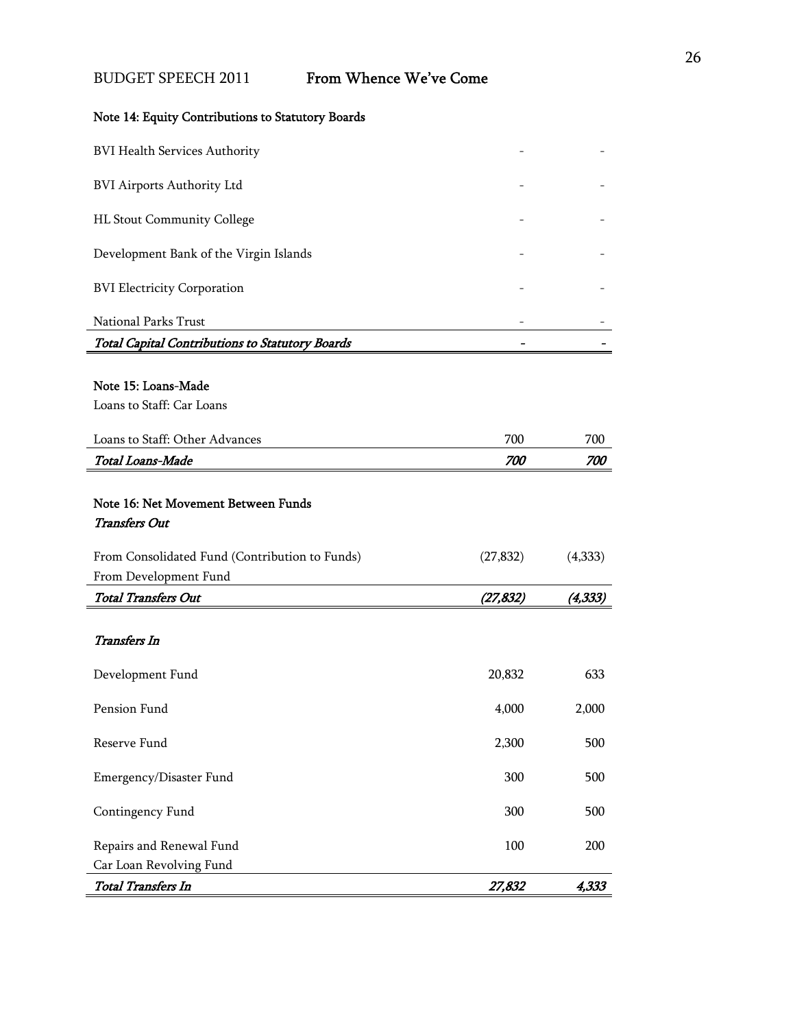### Note 14: Equity Contributions to Statutory Boards

| | | |
|---|---|---|
| BVI Health Services Authority | - | - |
| BVI Airports Authority Ltd | - | - |
| HL Stout Community College | - | - |
| Development Bank of the Virgin Islands | - | - |
| BVI Electricity Corporation | - | - |
| National Parks Trust | - | - |
| ***Total Capital Contributions to Statutory Boards*** | **-** | **-** |

### Note 15: Loans-Made

| | | |
|---|---|---|
| Loans to Staff: Car Loans | | |
| Loans to Staff: Other Advances | 700 | 700 |
| ***Total Loans-Made*** | ***700*** | ***700*** |

### Note 16: Net Movement Between Funds

| | | |
|---|---|---|
| ***Transfers Out*** | | |
| From Consolidated Fund (Contribution to Funds) | (27,832) | (4,333) |
| From Development Fund | | |
| ***Total Transfers Out*** | ***(27,832)*** | ***(4,333)*** |
| ***Transfers In*** | | |
| Development Fund | 20,832 | 633 |
| Pension Fund | 4,000 | 2,000 |
| Reserve Fund | 2,300 | 500 |
| Emergency/Disaster Fund | 300 | 500 |
| Contingency Fund | 300 | 500 |
| Repairs and Renewal Fund | 100 | 200 |
| Car Loan Revolving Fund | | |
| ***Total Transfers In*** | ***27,832*** | ***4,333*** |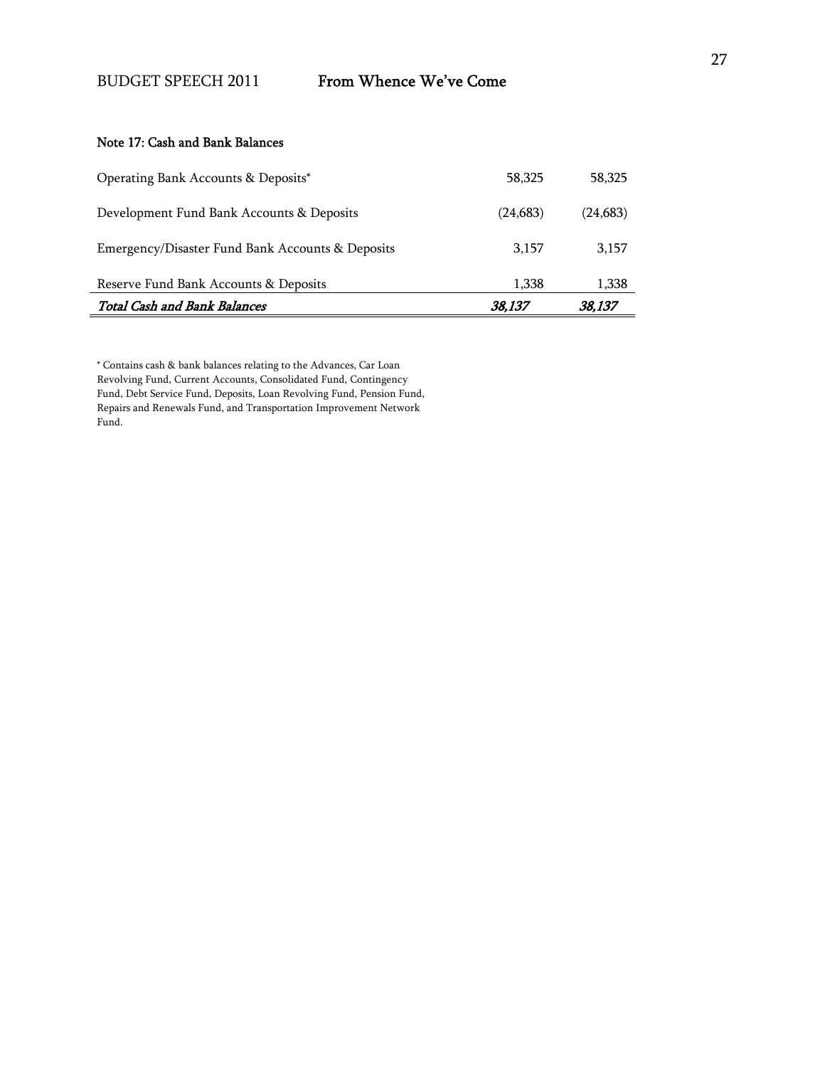### Note 17: Cash and Bank Balances

| | | |
|---|---|---|
| Operating Bank Accounts & Deposits* | 58,325 | 58,325 |
| Development Fund Bank Accounts & Deposits | (24,683) | (24,683) |
| Emergency/Disaster Fund Bank Accounts & Deposits | 3,157 | 3,157 |
| Reserve Fund Bank Accounts & Deposits | 1,338 | 1,338 |
| ***Total Cash and Bank Balances*** | ***38,137*** | ***38,137*** |

* Contains cash & bank balances relating to the Advances, Car Loan Revolving Fund, Current Accounts, Consolidated Fund, Contingency Fund, Debt Service Fund, Deposits, Loan Revolving Fund, Pension Fund, Repairs and Renewals Fund, and Transportation Improvement Network Fund.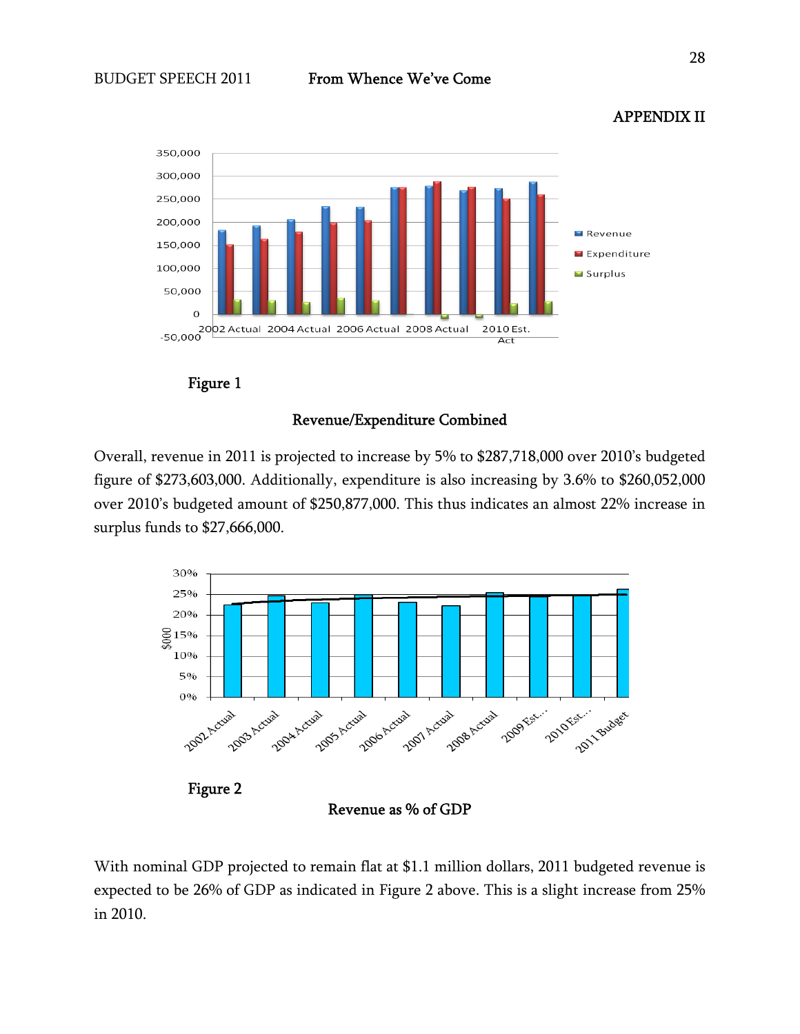APPENDIX II

Figure 1

**Revenue/Expenditure Combined**

Overall, revenue in 2011 is projected to increase by 5% to $287,718,000 over 2010's budgeted figure of $273,603,000. Additionally, expenditure is also increasing by 3.6% to $260,052,000 over 2010's budgeted amount of $250,877,000. This thus indicates an almost 22% increase in surplus funds to $27,666,000.

Figure 2

**Revenue as % of GDP**

With nominal GDP projected to remain flat at $1.1 million dollars, 2011 budgeted revenue is expected to be 26% of GDP as indicated in Figure 2 above. This is a slight increase from 25% in 2010.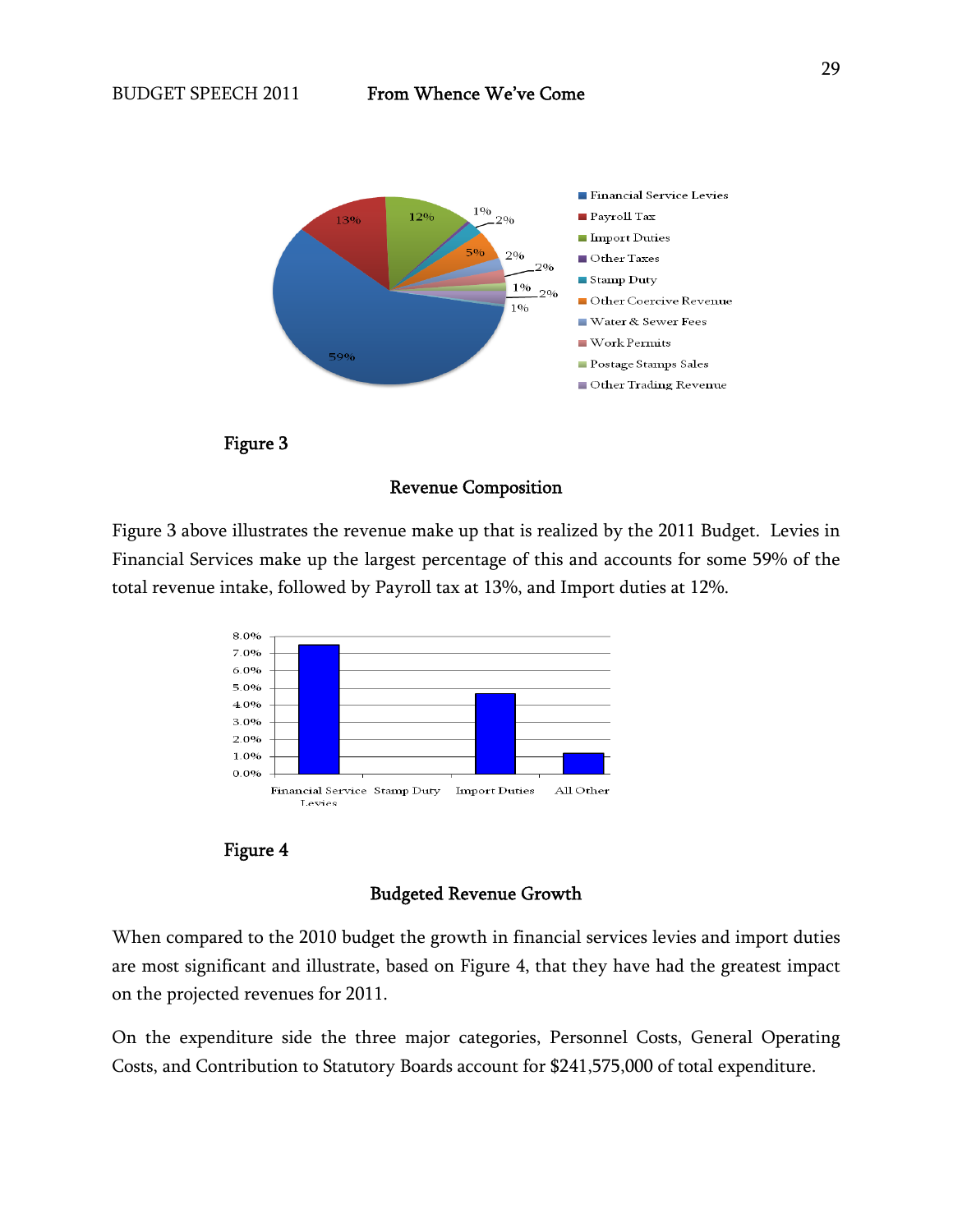Figure 3

## Revenue Composition

Figure 3 above illustrates the revenue make up that is realized by the 2011 Budget. Levies in Financial Services make up the largest percentage of this and accounts for some 59% of the total revenue intake, followed by Payroll tax at 13%, and Import duties at 12%.

Figure 4

## Budgeted Revenue Growth

When compared to the 2010 budget the growth in financial services levies and import duties are most significant and illustrate, based on Figure 4, that they have had the greatest impact on the projected revenues for 2011.

On the expenditure side the three major categories, Personnel Costs, General Operating Costs, and Contribution to Statutory Boards account for $241,575,000 of total expenditure.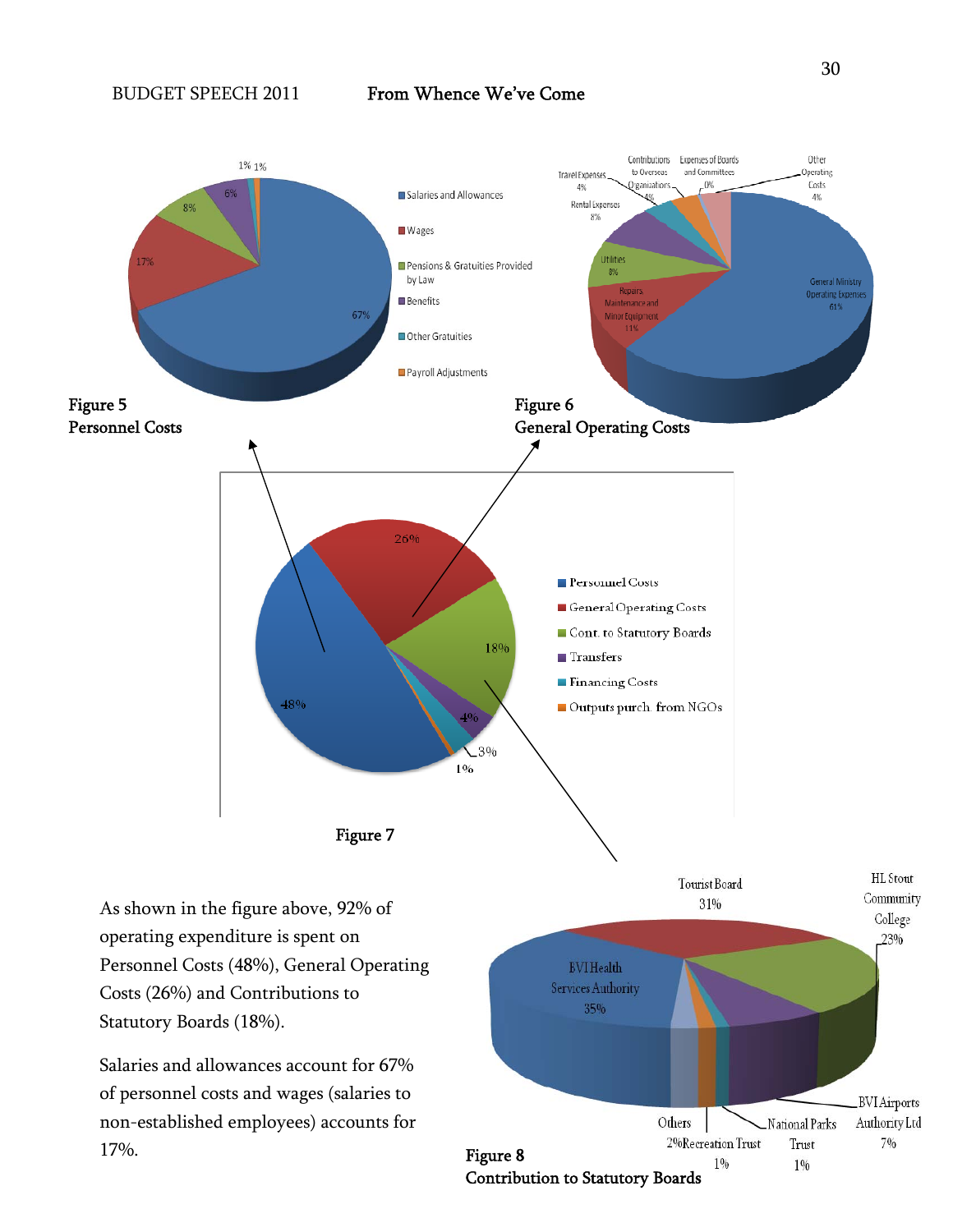Figure 5
Personnel Costs

Figure 6
General Operating Costs

Figure 7

As shown in the figure above, 92% of operating expenditure is spent on Personnel Costs (48%), General Operating Costs (26%) and Contributions to Statutory Boards (18%).

Salaries and allowances account for 67% of personnel costs and wages (salaries to non-established employees) accounts for 17%.

Figure 8
Contribution to Statutory Boards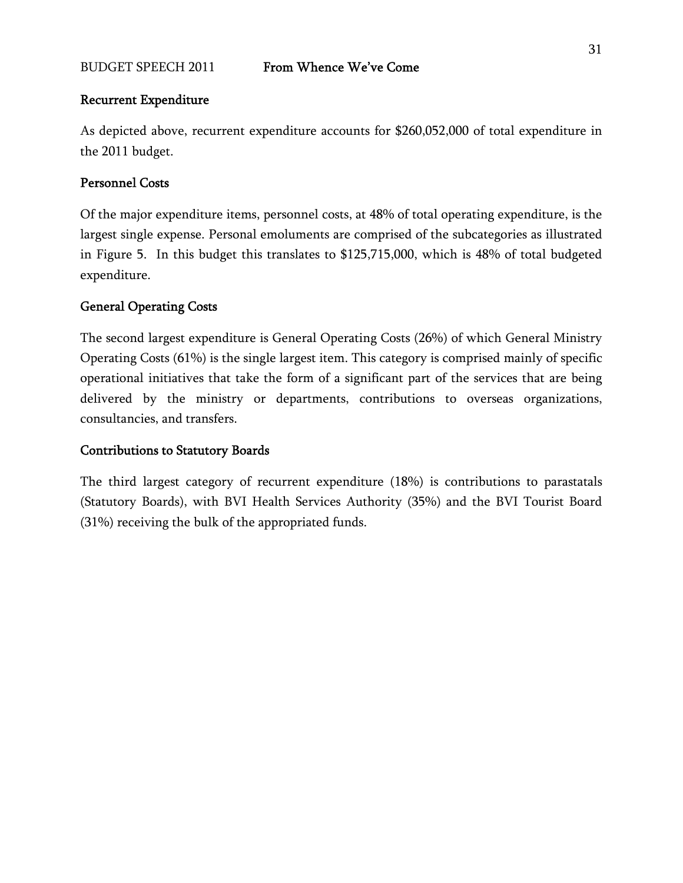## Recurrent Expenditure

As depicted above, recurrent expenditure accounts for $260,052,000 of total expenditure in the 2011 budget.

## Personnel Costs

Of the major expenditure items, personnel costs, at 48% of total operating expenditure, is the largest single expense. Personal emoluments are comprised of the subcategories as illustrated in Figure 5. In this budget this translates to $125,715,000, which is 48% of total budgeted expenditure.

## General Operating Costs

The second largest expenditure is General Operating Costs (26%) of which General Ministry Operating Costs (61%) is the single largest item. This category is comprised mainly of specific operational initiatives that take the form of a significant part of the services that are being delivered by the ministry or departments, contributions to overseas organizations, consultancies, and transfers.

## Contributions to Statutory Boards

The third largest category of recurrent expenditure (18%) is contributions to parastatals (Statutory Boards), with BVI Health Services Authority (35%) and the BVI Tourist Board (31%) receiving the bulk of the appropriated funds.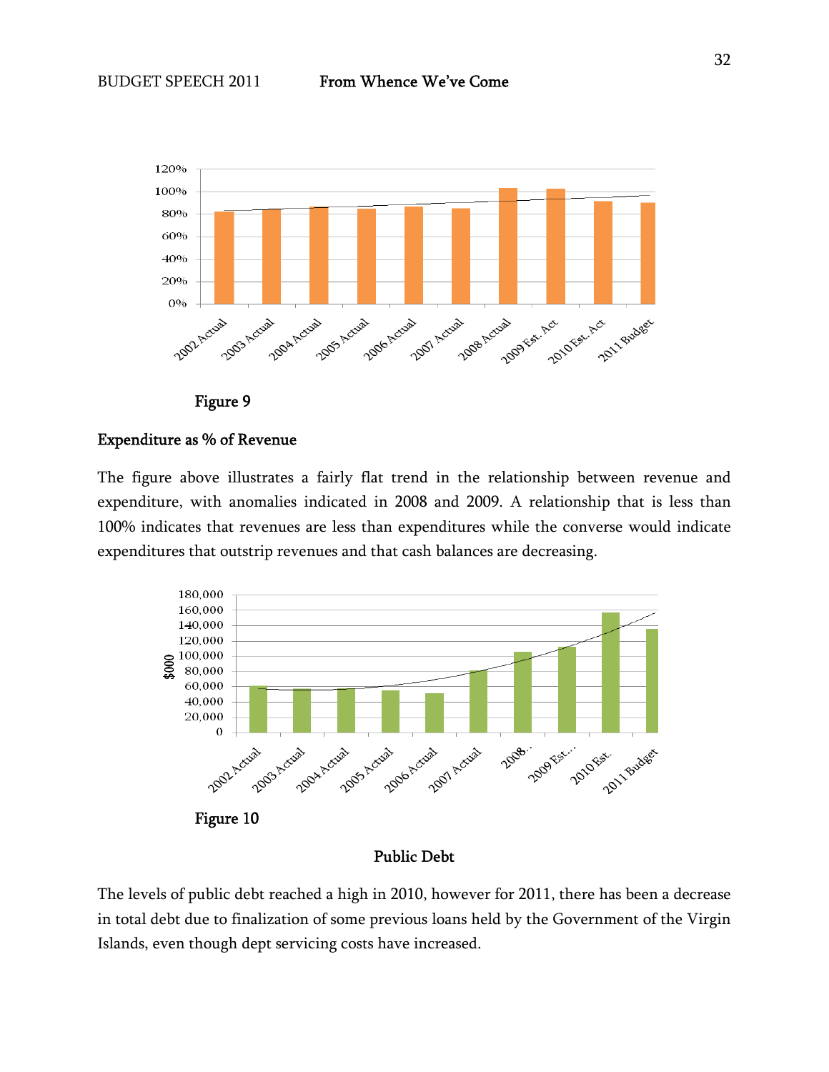Figure 9

## Expenditure as % of Revenue

The figure above illustrates a fairly flat trend in the relationship between revenue and expenditure, with anomalies indicated in 2008 and 2009. A relationship that is less than 100% indicates that revenues are less than expenditures while the converse would indicate expenditures that outstrip revenues and that cash balances are decreasing.

Figure 10

## Public Debt

The levels of public debt reached a high in 2010, however for 2011, there has been a decrease in total debt due to finalization of some previous loans held by the Government of the Virgin Islands, even though dept servicing costs have increased.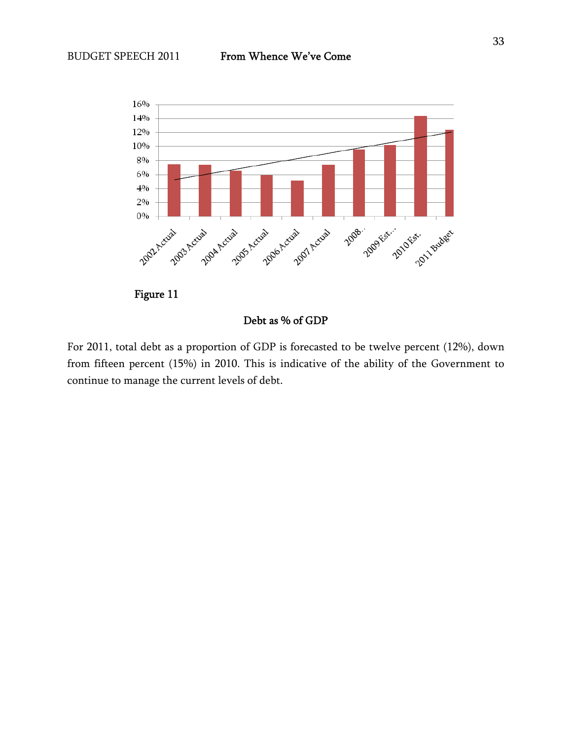Figure 11

Debt as % of GDP

For 2011, total debt as a proportion of GDP is forecasted to be twelve percent (12%), down from fifteen percent (15%) in 2010. This is indicative of the ability of the Government to continue to manage the current levels of debt.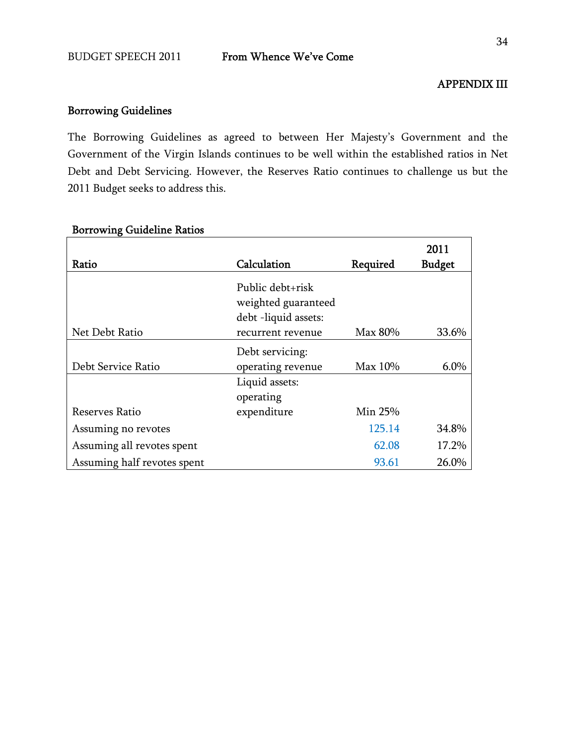APPENDIX III

## Borrowing Guidelines

The Borrowing Guidelines as agreed to between Her Majesty's Government and the Government of the Virgin Islands continues to be well within the established ratios in Net Debt and Debt Servicing. However, the Reserves Ratio continues to challenge us but the 2011 Budget seeks to address this.

**Borrowing Guideline Ratios**

| Ratio | Calculation | Required | 2011 Budget |
|---|---|---|---|
| Net Debt Ratio | Public debt+risk weighted guaranteed debt -liquid assets: recurrent revenue | Max 80% | 33.6% |
| Debt Service Ratio | Debt servicing: operating revenue | Max 10% | 6.0% |
| Reserves Ratio | Liquid assets: operating expenditure | Min 25% | |
| Assuming no revotes | | 125.14 | 34.8% |
| Assuming all revotes spent | | 62.08 | 17.2% |
| Assuming half revotes spent | | 93.61 | 26.0% |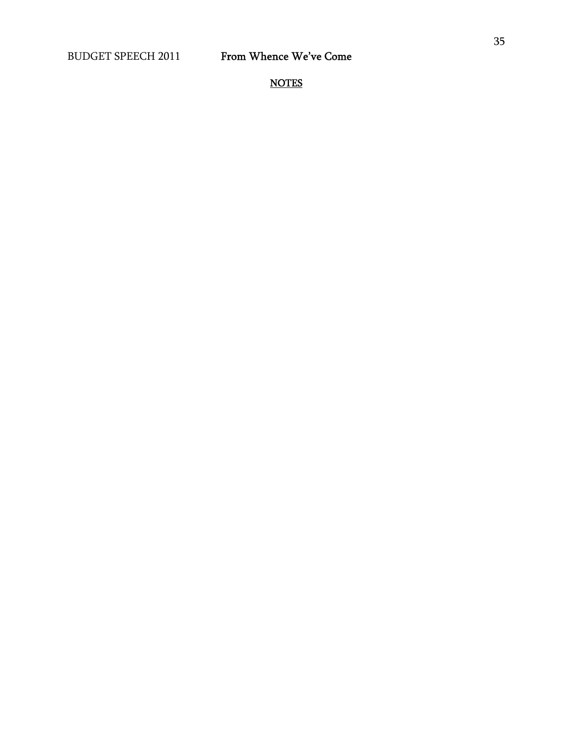**NOTES**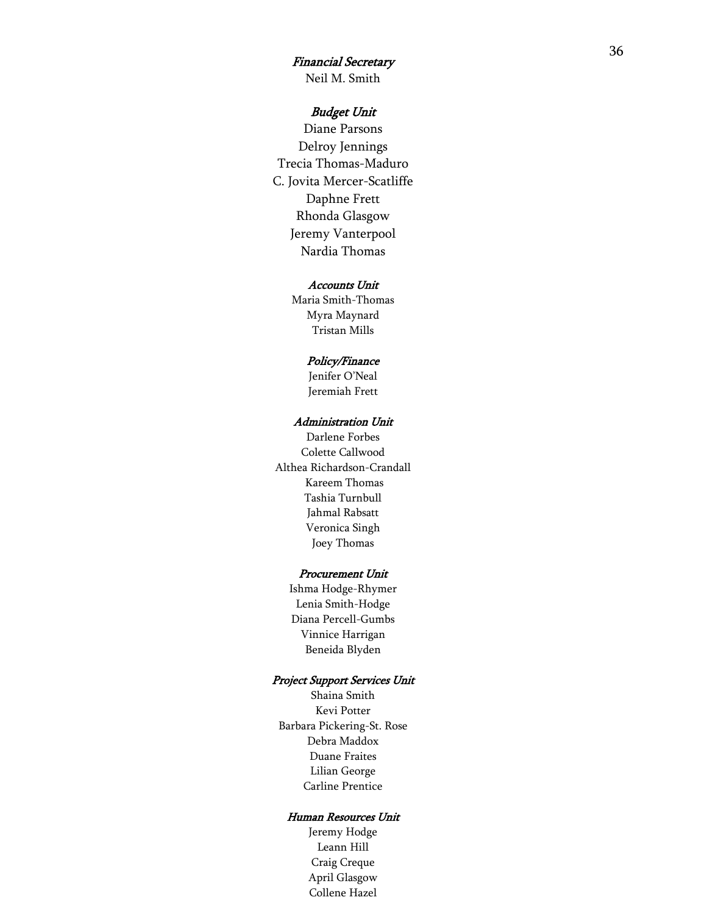*Financial Secretary*

Neil M. Smith

*Budget Unit*

Diane Parsons
Delroy Jennings
Trecia Thomas-Maduro
C. Jovita Mercer-Scatliffe
Daphne Frett
Rhonda Glasgow
Jeremy Vanterpool
Nardia Thomas

*Accounts Unit*

Maria Smith-Thomas
Myra Maynard
Tristan Mills

*Policy/Finance*

Jenifer O'Neal
Jeremiah Frett

*Administration Unit*

Darlene Forbes
Colette Callwood
Althea Richardson-Crandall
Kareem Thomas
Tashia Turnbull
Jahmal Rabsatt
Veronica Singh
Joey Thomas

*Procurement Unit*

Ishma Hodge-Rhymer
Lenia Smith-Hodge
Diana Percell-Gumbs
Vinnice Harrigan
Beneida Blyden

*Project Support Services Unit*

Shaina Smith
Kevi Potter
Barbara Pickering-St. Rose
Debra Maddox
Duane Fraites
Lilian George
Carline Prentice

*Human Resources Unit*

Jeremy Hodge
Leann Hill
Craig Creque
April Glasgow
Collene Hazel